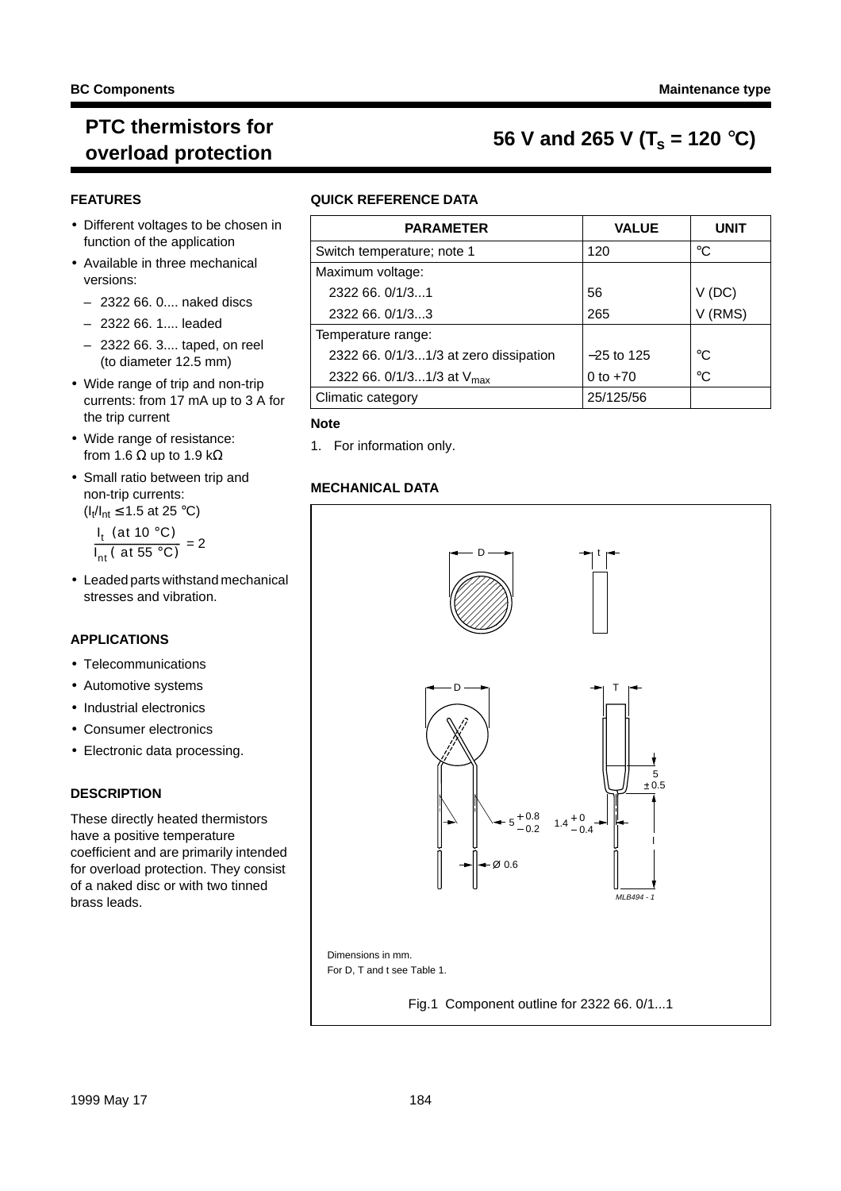# PTC thermistors for overload protection

## 56 V and 265 V ($T_s$ = 120 °C)

### FEATURES

- Different voltages to be chosen in function of the application
- Available in three mechanical versions:
  - 2322 66. 0.... naked discs
  - 2322 66. 1.... leaded
  - 2322 66. 3.... taped, on reel (to diameter 12.5 mm)
- Wide range of trip and non-trip currents: from 17 mA up to 3 A for the trip current
- Wide range of resistance: from 1.6 Ω up to 1.9 kΩ
- Small ratio between trip and non-trip currents: ($I_t/I_{nt}$ ≤ 1.5 at 25 °C)

  $$\frac{I_t \text{ (at 10 °C)}}{I_{nt} \text{ (at 55 °C)}} = 2$$

- Leaded parts withstand mechanical stresses and vibration.

### APPLICATIONS

- Telecommunications
- Automotive systems
- Industrial electronics
- Consumer electronics
- Electronic data processing.

### DESCRIPTION

These directly heated thermistors have a positive temperature coefficient and are primarily intended for overload protection. They consist of a naked disc or with two tinned brass leads.

### QUICK REFERENCE DATA

| PARAMETER | VALUE | UNIT |
|---|---|---|
| Switch temperature; note 1 | 120 | °C |
| Maximum voltage: | | |
| 2322 66. 0/1/3...1 | 56 | V (DC) |
| 2322 66. 0/1/3...3 | 265 | V (RMS) |
| Temperature range: | | |
| 2322 66. 0/1/3...1/3 at zero dissipation | −25 to 125 | °C |
| 2322 66. 0/1/3...1/3 at $V_{max}$ | 0 to +70 | °C |
| Climatic category | 25/125/56 | |

**Note**

1. For information only.

### MECHANICAL DATA

Dimensions in mm.
For D, T and t see Table 1.

Fig.1 Component outline for 2322 66. 0/1...1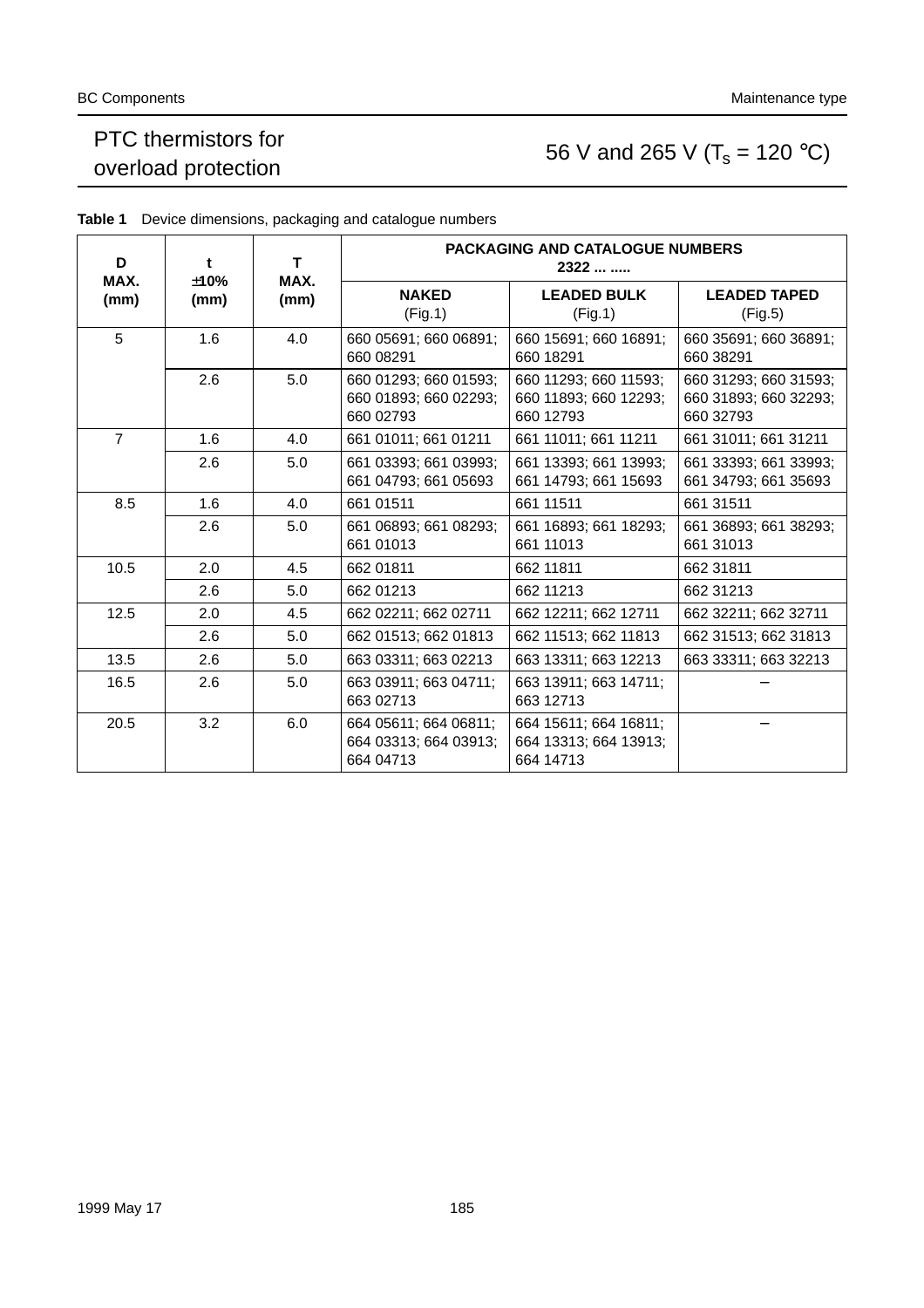**Table 1** Device dimensions, packaging and catalogue numbers

| D MAX. (mm) | t ±10% (mm) | T MAX. (mm) | PACKAGING AND CATALOGUE NUMBERS 2322 ... ..... | | |
|---|---|---|---|---|---|
| | | | **NAKED** (Fig.1) | **LEADED BULK** (Fig.1) | **LEADED TAPED** (Fig.5) |
| 5 | 1.6 | 4.0 | 660 05691; 660 06891; 660 08291 | 660 15691; 660 16891; 660 18291 | 660 35691; 660 36891; 660 38291 |
| | 2.6 | 5.0 | 660 01293; 660 01593; 660 01893; 660 02293; 660 02793 | 660 11293; 660 11593; 660 11893; 660 12293; 660 12793 | 660 31293; 660 31593; 660 31893; 660 32293; 660 32793 |
| 7 | 1.6 | 4.0 | 661 01011; 661 01211 | 661 11011; 661 11211 | 661 31011; 661 31211 |
| | 2.6 | 5.0 | 661 03393; 661 03993; 661 04793; 661 05693 | 661 13393; 661 13993; 661 14793; 661 15693 | 661 33393; 661 33993; 661 34793; 661 35693 |
| 8.5 | 1.6 | 4.0 | 661 01511 | 661 11511 | 661 31511 |
| | 2.6 | 5.0 | 661 06893; 661 08293; 661 01013 | 661 16893; 661 18293; 661 11013 | 661 36893; 661 38293; 661 31013 |
| 10.5 | 2.0 | 4.5 | 662 01811 | 662 11811 | 662 31811 |
| | 2.6 | 5.0 | 662 01213 | 662 11213 | 662 31213 |
| 12.5 | 2.0 | 4.5 | 662 02211; 662 02711 | 662 12211; 662 12711 | 662 32211; 662 32711 |
| | 2.6 | 5.0 | 662 01513; 662 01813 | 662 11513; 662 11813 | 662 31513; 662 31813 |
| 13.5 | 2.6 | 5.0 | 663 03311; 663 02213 | 663 13311; 663 12213 | 663 33311; 663 32213 |
| 16.5 | 2.6 | 5.0 | 663 03911; 663 04711; 663 02713 | 663 13911; 663 14711; 663 12713 | – |
| 20.5 | 3.2 | 6.0 | 664 05611; 664 06811; 664 03313; 664 03913; 664 04713 | 664 15611; 664 16811; 664 13313; 664 13913; 664 14713 | – |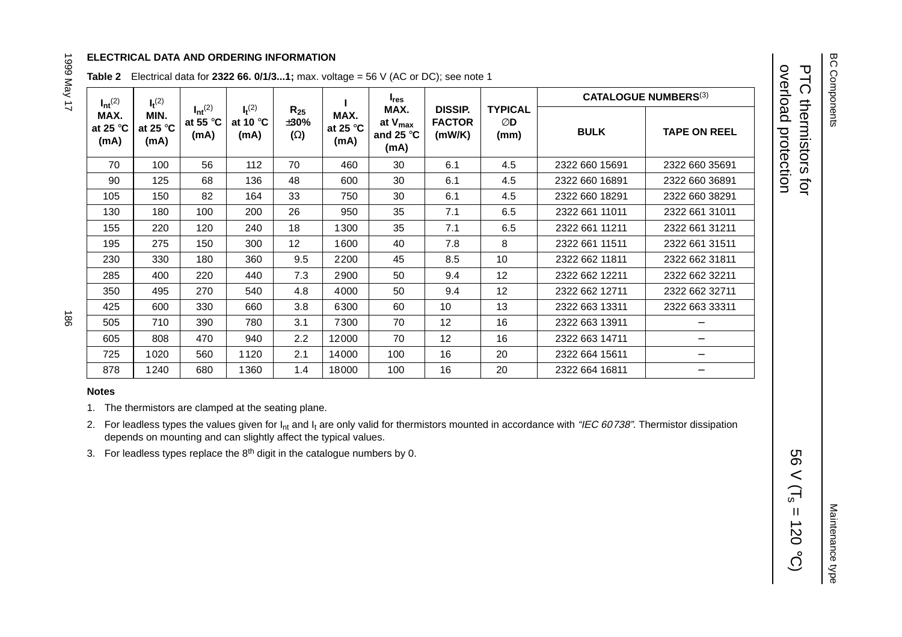## ELECTRICAL DATA AND ORDERING INFORMATION

**Table 2** Electrical data for **2322 66. 0/1/3...1;** max. voltage = 56 V (AC or DC); see note 1

| $I_{nt}$(2) MAX. at 25 °C (mA) | $I_t$(2) MIN. at 25 °C (mA) | $I_{nt}$(2) at 55 °C (mA) | $I_t$(2) at 10 °C (mA) | $R_{25}$ ±30% (Ω) | I MAX. at 25 °C (mA) | $I_{res}$ MAX. at $V_{max}$ and 25 °C (mA) | DISSIP. FACTOR (mW/K) | TYPICAL ∅D (mm) | CATALOGUE NUMBERS(3) | |
|---|---|---|---|---|---|---|---|---|---|---|
| | | | | | | | | | BULK | TAPE ON REEL |
| 70 | 100 | 56 | 112 | 70 | 460 | 30 | 6.1 | 4.5 | 2322 660 15691 | 2322 660 35691 |
| 90 | 125 | 68 | 136 | 48 | 600 | 30 | 6.1 | 4.5 | 2322 660 16891 | 2322 660 36891 |
| 105 | 150 | 82 | 164 | 33 | 750 | 30 | 6.1 | 4.5 | 2322 660 18291 | 2322 660 38291 |
| 130 | 180 | 100 | 200 | 26 | 950 | 35 | 7.1 | 6.5 | 2322 661 11011 | 2322 661 31011 |
| 155 | 220 | 120 | 240 | 18 | 1300 | 35 | 7.1 | 6.5 | 2322 661 11211 | 2322 661 31211 |
| 195 | 275 | 150 | 300 | 12 | 1600 | 40 | 7.8 | 8 | 2322 661 11511 | 2322 661 31511 |
| 230 | 330 | 180 | 360 | 9.5 | 2200 | 45 | 8.5 | 10 | 2322 662 11811 | 2322 662 31811 |
| 285 | 400 | 220 | 440 | 7.3 | 2900 | 50 | 9.4 | 12 | 2322 662 12211 | 2322 662 32211 |
| 350 | 495 | 270 | 540 | 4.8 | 4000 | 50 | 9.4 | 12 | 2322 662 12711 | 2322 662 32711 |
| 425 | 600 | 330 | 660 | 3.8 | 6300 | 60 | 10 | 13 | 2322 663 13311 | 2322 663 33311 |
| 505 | 710 | 390 | 780 | 3.1 | 7300 | 70 | 12 | 16 | 2322 663 13911 | – |
| 605 | 808 | 470 | 940 | 2.2 | 12000 | 70 | 12 | 16 | 2322 663 14711 | – |
| 725 | 1020 | 560 | 1120 | 2.1 | 14000 | 100 | 16 | 20 | 2322 664 15611 | – |
| 878 | 1240 | 680 | 1360 | 1.4 | 18000 | 100 | 16 | 20 | 2322 664 16811 | – |

### Notes

1. The thermistors are clamped at the seating plane.
2. For leadless types the values given for $I_{nt}$ and $I_t$ are only valid for thermistors mounted in accordance with *"IEC 60738"*. Thermistor dissipation depends on mounting and can slightly affect the typical values.
3. For leadless types replace the 8th digit in the catalogue numbers by 0.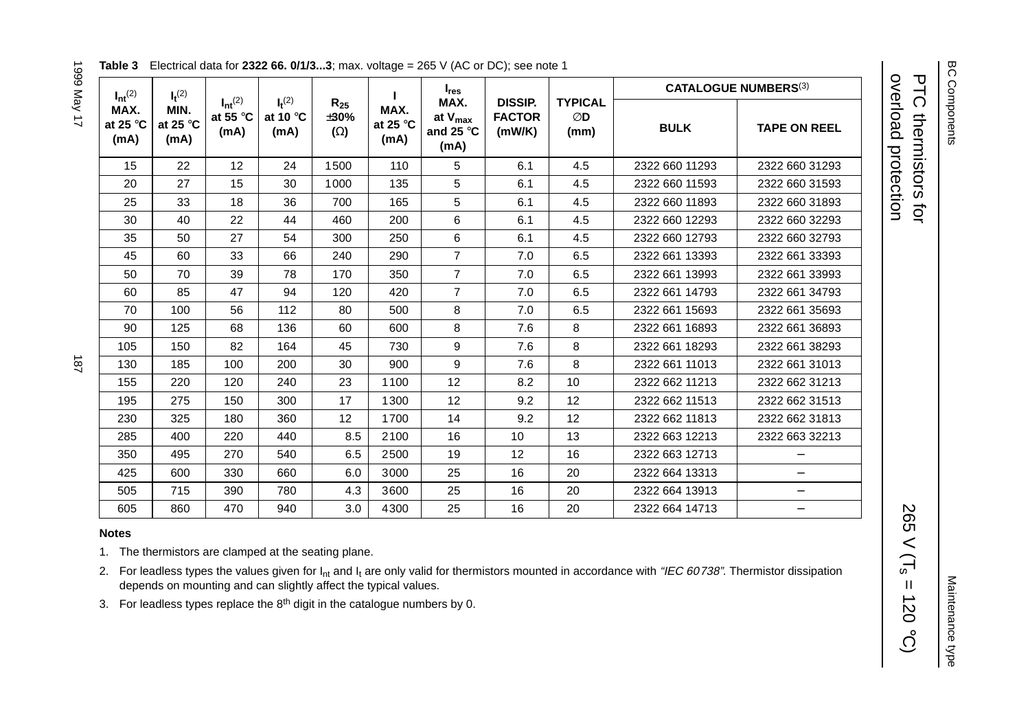**Table 3** Electrical data for **2322 66. 0/1/3...3**; max. voltage = 265 V (AC or DC); see note 1

| $I_{nt}$(2) MAX. at 25 °C (mA) | $I_t$(2) MIN. at 25 °C (mA) | $I_{nt}$(2) at 55 °C (mA) | $I_t$(2) at 10 °C (mA) | $R_{25}$ ±30% (Ω) | I MAX. at 25 °C (mA) | $I_{res}$ MAX. at $V_{max}$ and 25 °C (mA) | DISSIP. FACTOR (mW/K) | TYPICAL ∅D (mm) | CATALOGUE NUMBERS(3) | |
|---|---|---|---|---|---|---|---|---|---|---|
| | | | | | | | | | BULK | TAPE ON REEL |
| 15 | 22 | 12 | 24 | 1500 | 110 | 5 | 6.1 | 4.5 | 2322 660 11293 | 2322 660 31293 |
| 20 | 27 | 15 | 30 | 1000 | 135 | 5 | 6.1 | 4.5 | 2322 660 11593 | 2322 660 31593 |
| 25 | 33 | 18 | 36 | 700 | 165 | 5 | 6.1 | 4.5 | 2322 660 11893 | 2322 660 31893 |
| 30 | 40 | 22 | 44 | 460 | 200 | 6 | 6.1 | 4.5 | 2322 660 12293 | 2322 660 32293 |
| 35 | 50 | 27 | 54 | 300 | 250 | 6 | 6.1 | 4.5 | 2322 660 12793 | 2322 660 32793 |
| 45 | 60 | 33 | 66 | 240 | 290 | 7 | 7.0 | 6.5 | 2322 661 13393 | 2322 661 33393 |
| 50 | 70 | 39 | 78 | 170 | 350 | 7 | 7.0 | 6.5 | 2322 661 13993 | 2322 661 33993 |
| 60 | 85 | 47 | 94 | 120 | 420 | 7 | 7.0 | 6.5 | 2322 661 14793 | 2322 661 34793 |
| 70 | 100 | 56 | 112 | 80 | 500 | 8 | 7.0 | 6.5 | 2322 661 15693 | 2322 661 35693 |
| 90 | 125 | 68 | 136 | 60 | 600 | 8 | 7.6 | 8 | 2322 661 16893 | 2322 661 36893 |
| 105 | 150 | 82 | 164 | 45 | 730 | 9 | 7.6 | 8 | 2322 661 18293 | 2322 661 38293 |
| 130 | 185 | 100 | 200 | 30 | 900 | 9 | 7.6 | 8 | 2322 661 11013 | 2322 661 31013 |
| 155 | 220 | 120 | 240 | 23 | 1100 | 12 | 8.2 | 10 | 2322 662 11213 | 2322 662 31213 |
| 195 | 275 | 150 | 300 | 17 | 1300 | 12 | 9.2 | 12 | 2322 662 11513 | 2322 662 31513 |
| 230 | 325 | 180 | 360 | 12 | 1700 | 14 | 9.2 | 12 | 2322 662 11813 | 2322 662 31813 |
| 285 | 400 | 220 | 440 | 8.5 | 2100 | 16 | 10 | 13 | 2322 663 12213 | 2322 663 32213 |
| 350 | 495 | 270 | 540 | 6.5 | 2500 | 19 | 12 | 16 | 2322 663 12713 | – |
| 425 | 600 | 330 | 660 | 6.0 | 3000 | 25 | 16 | 20 | 2322 664 13313 | – |
| 505 | 715 | 390 | 780 | 4.3 | 3600 | 25 | 16 | 20 | 2322 664 13913 | – |
| 605 | 860 | 470 | 940 | 3.0 | 4300 | 25 | 16 | 20 | 2322 664 14713 | – |

**Notes**

1. The thermistors are clamped at the seating plane.
2. For leadless types the values given for $I_{nt}$ and $I_t$ are only valid for thermistors mounted in accordance with *"IEC 60738"*. Thermistor dissipation depends on mounting and can slightly affect the typical values.
3. For leadless types replace the 8th digit in the catalogue numbers by 0.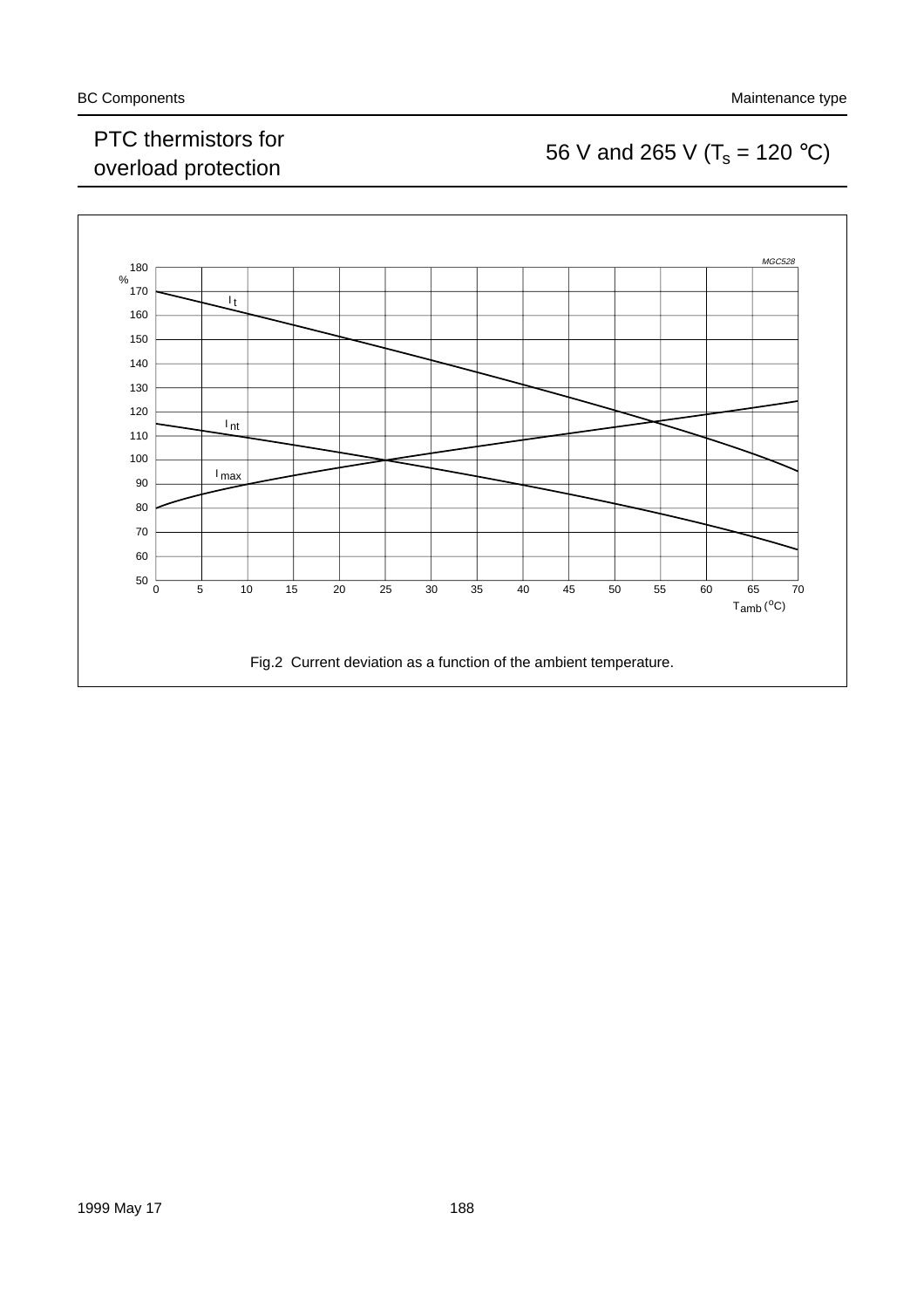Fig.2 Current deviation as a function of the ambient temperature.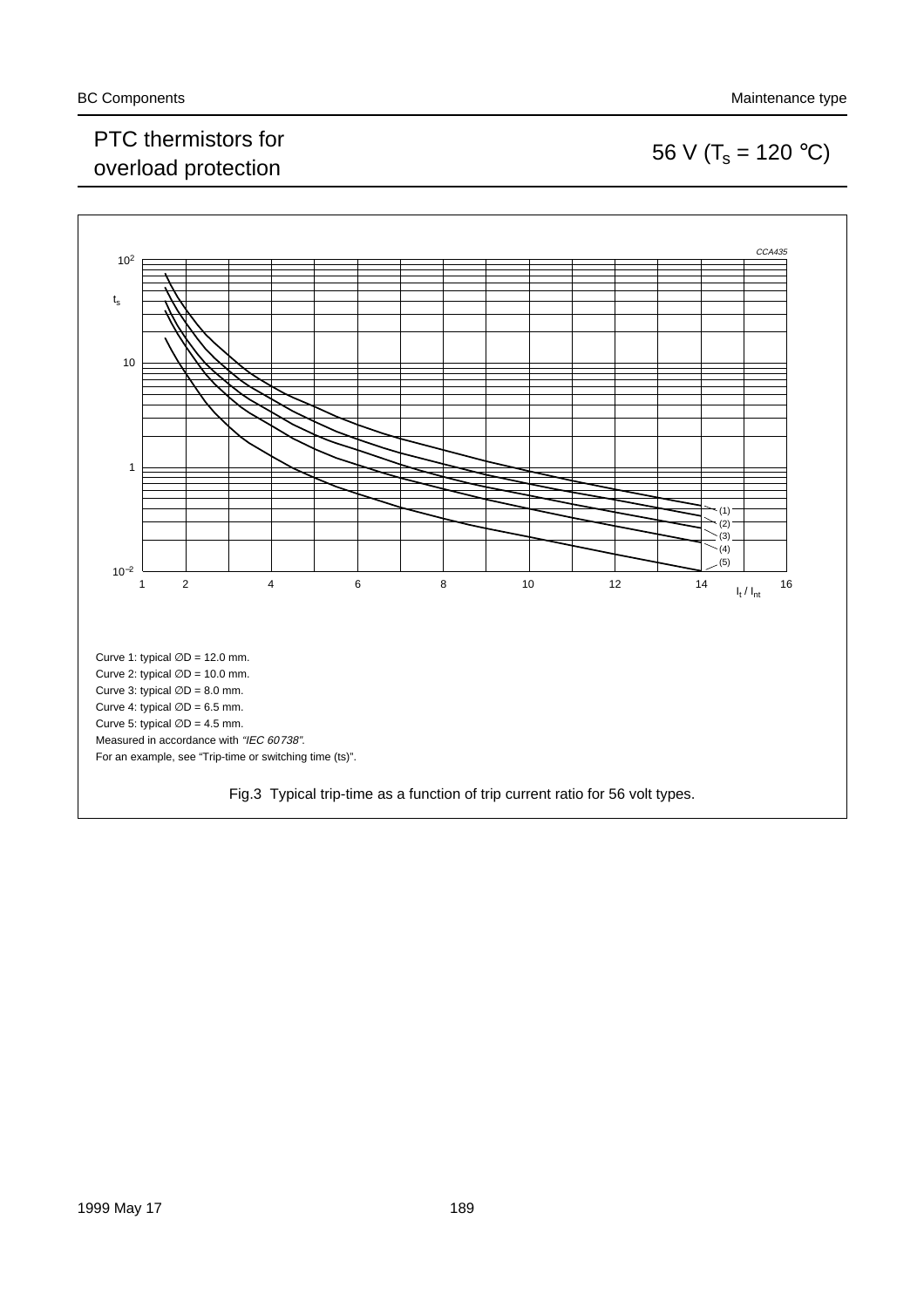# PTC thermistors for overload protection

## 56 V ($T_s$ = 120 °C)

Curve 1: typical ∅D = 12.0 mm.

Curve 2: typical ∅D = 10.0 mm.

Curve 3: typical ∅D = 8.0 mm.

Curve 4: typical ∅D = 6.5 mm.

Curve 5: typical ∅D = 4.5 mm.

Measured in accordance with *"IEC 60738"*.

For an example, see "Trip-time or switching time (ts)".

Fig.3 Typical trip-time as a function of trip current ratio for 56 volt types.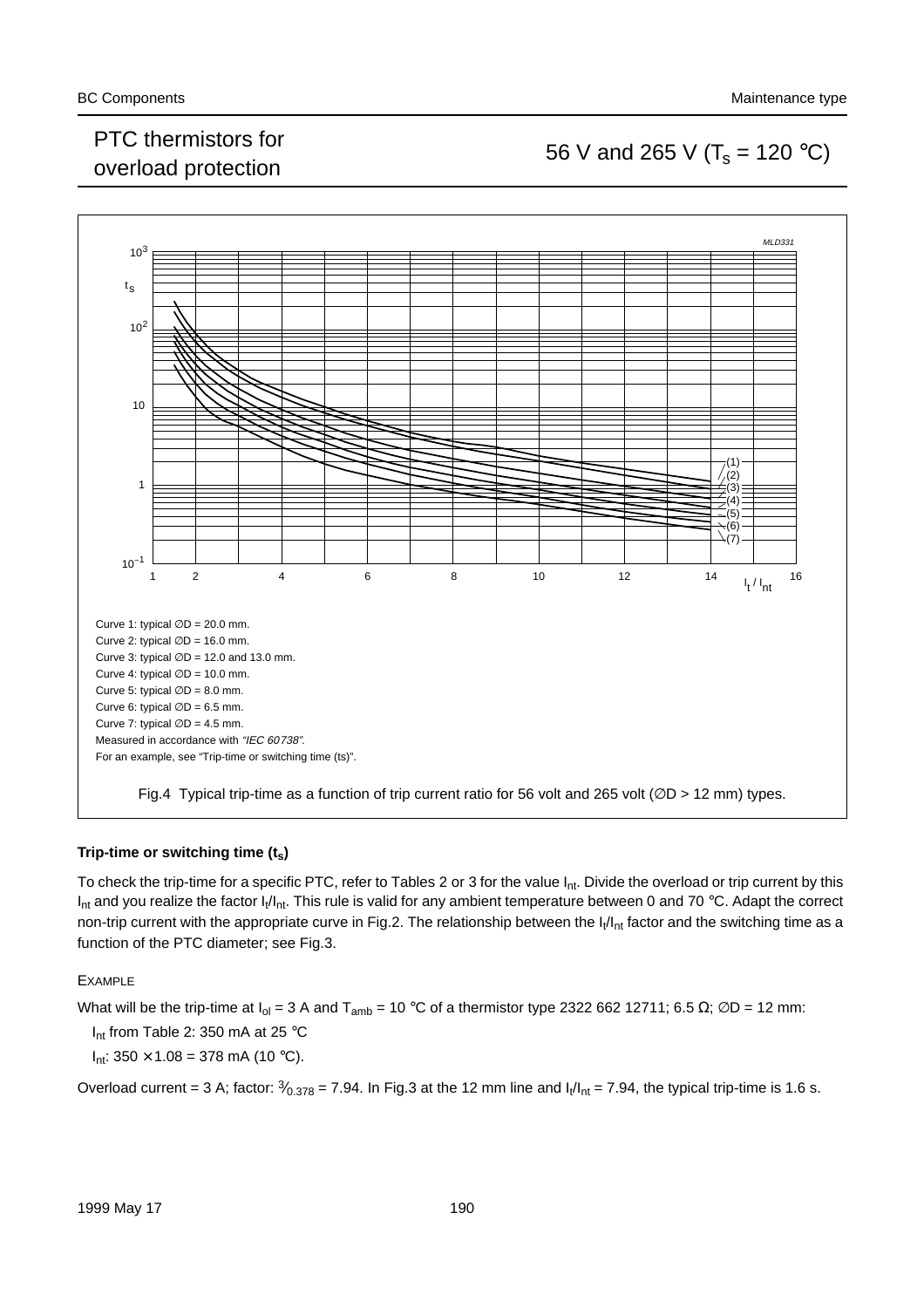Curve 1: typical ∅D = 20.0 mm.
Curve 2: typical ∅D = 16.0 mm.
Curve 3: typical ∅D = 12.0 and 13.0 mm.
Curve 4: typical ∅D = 10.0 mm.
Curve 5: typical ∅D = 8.0 mm.
Curve 6: typical ∅D = 6.5 mm.
Curve 7: typical ∅D = 4.5 mm.
Measured in accordance with *"IEC 60738"*.
For an example, see "Trip-time or switching time (ts)".

Fig.4 Typical trip-time as a function of trip current ratio for 56 volt and 265 volt (∅D > 12 mm) types.

### Trip-time or switching time ($t_s$)

To check the trip-time for a specific PTC, refer to Tables 2 or 3 for the value $I_{nt}$. Divide the overload or trip current by this $I_{nt}$ and you realize the factor $I_t/I_{nt}$. This rule is valid for any ambient temperature between 0 and 70 °C. Adapt the correct non-trip current with the appropriate curve in Fig.2. The relationship between the $I_t/I_{nt}$ factor and the switching time as a function of the PTC diameter; see Fig.3.

EXAMPLE

What will be the trip-time at $I_{ol}$ = 3 A and $T_{amb}$ = 10 °C of a thermistor type 2322 662 12711; 6.5 Ω; ∅D = 12 mm:

$I_{nt}$ from Table 2: 350 mA at 25 °C

$I_{nt}$: 350 × 1.08 = 378 mA (10 °C).

Overload current = 3 A; factor: $3/_{0.378}$ = 7.94. In Fig.3 at the 12 mm line and $I_t/I_{nt}$ = 7.94, the typical trip-time is 1.6 s.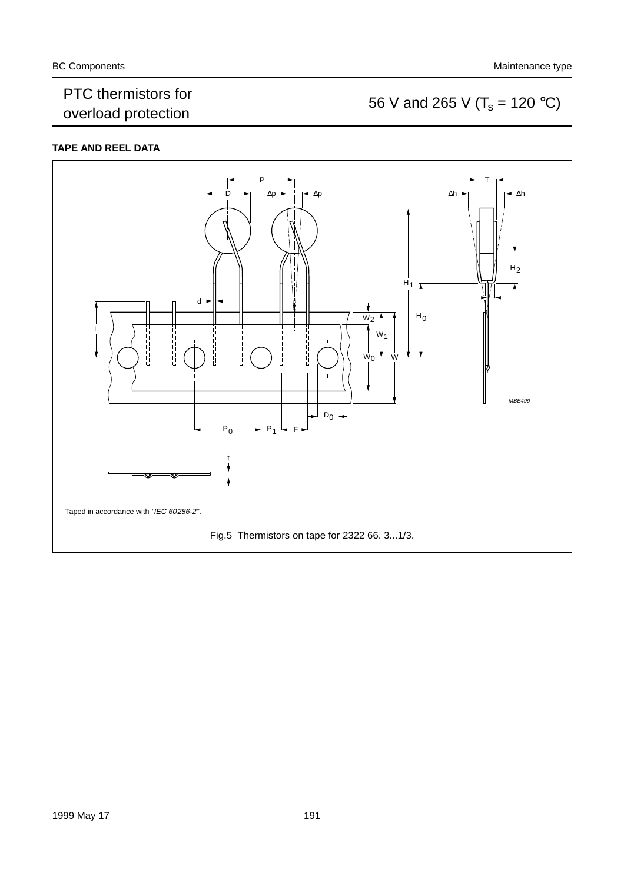## TAPE AND REEL DATA

Taped in accordance with *"IEC 60286-2"*.

Fig.5 Thermistors on tape for 2322 66. 3...1/3.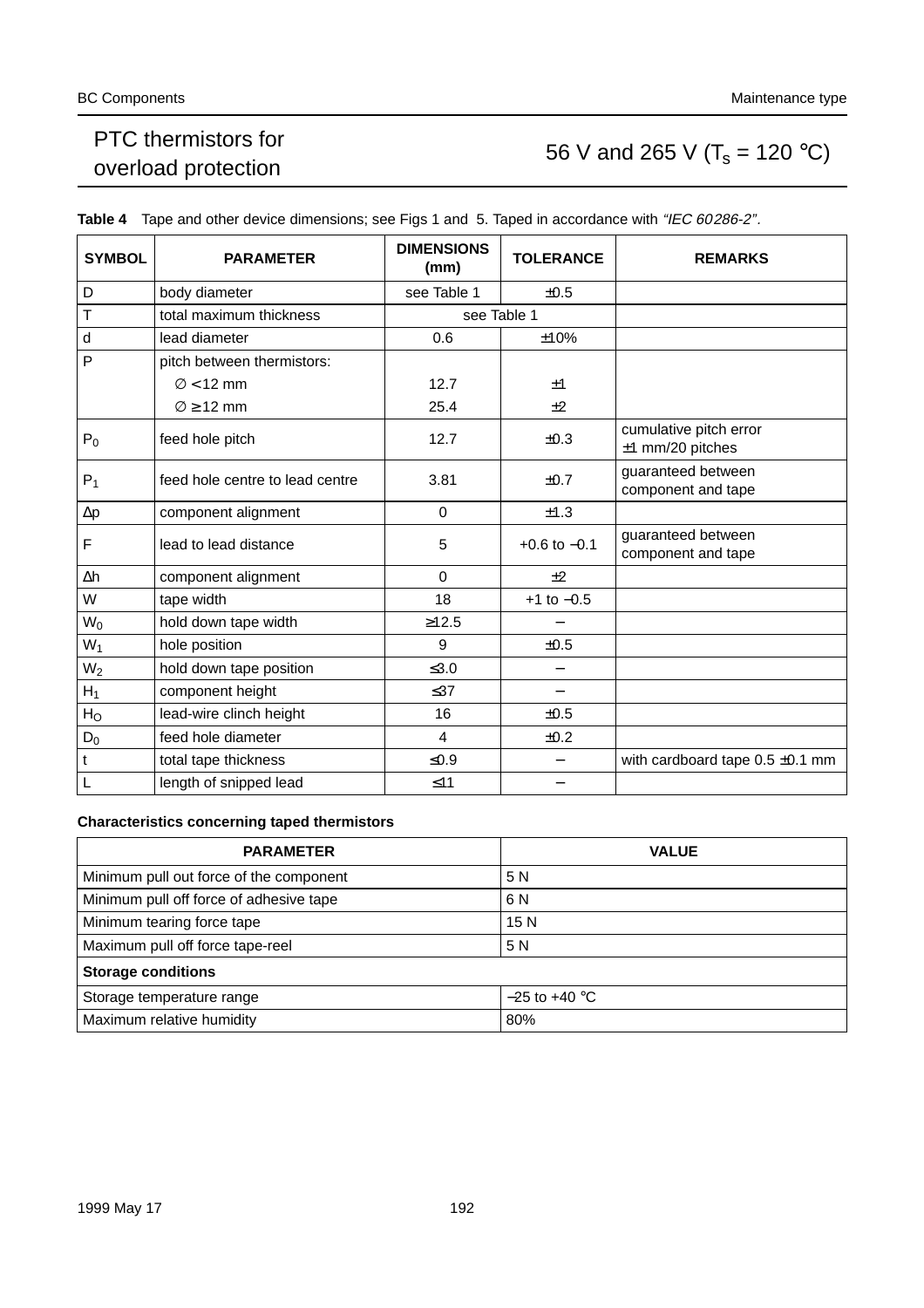# PTC thermistors for overload protection

## 56 V and 265 V ($T_s$ = 120 °C)

**Table 4** Tape and other device dimensions; see Figs 1 and 5. Taped in accordance with *"IEC 60286-2"*.

| SYMBOL | PARAMETER | DIMENSIONS (mm) | TOLERANCE | REMARKS |
|---|---|---|---|---|
| D | body diameter | see Table 1 | ±0.5 | |
| T | total maximum thickness | see Table 1 | | |
| d | lead diameter | 0.6 | ±10% | |
| P | pitch between thermistors: | | | |
| | ∅ < 12 mm | 12.7 | ±1 | |
| | ∅ ≥ 12 mm | 25.4 | ±2 | |
| $P_0$ | feed hole pitch | 12.7 | ±0.3 | cumulative pitch error ±1 mm/20 pitches |
| $P_1$ | feed hole centre to lead centre | 3.81 | ±0.7 | guaranteed between component and tape |
| Δp | component alignment | 0 | ±1.3 | |
| F | lead to lead distance | 5 | +0.6 to −0.1 | guaranteed between component and tape |
| Δh | component alignment | 0 | ±2 | |
| W | tape width | 18 | +1 to −0.5 | |
| $W_0$ | hold down tape width | ≥12.5 | − | |
| $W_1$ | hole position | 9 | ±0.5 | |
| $W_2$ | hold down tape position | ≤3.0 | − | |
| $H_1$ | component height | ≤37 | − | |
| $H_O$ | lead-wire clinch height | 16 | ±0.5 | |
| $D_0$ | feed hole diameter | 4 | ±0.2 | |
| t | total tape thickness | ≤0.9 | − | with cardboard tape 0.5 ±0.1 mm |
| L | length of snipped lead | ≤11 | − | |

### Characteristics concerning taped thermistors

| PARAMETER | VALUE |
|---|---|
| Minimum pull out force of the component | 5 N |
| Minimum pull off force of adhesive tape | 6 N |
| Minimum tearing force tape | 15 N |
| Maximum pull off force tape-reel | 5 N |
| **Storage conditions** | |
| Storage temperature range | −25 to +40 °C |
| Maximum relative humidity | 80% |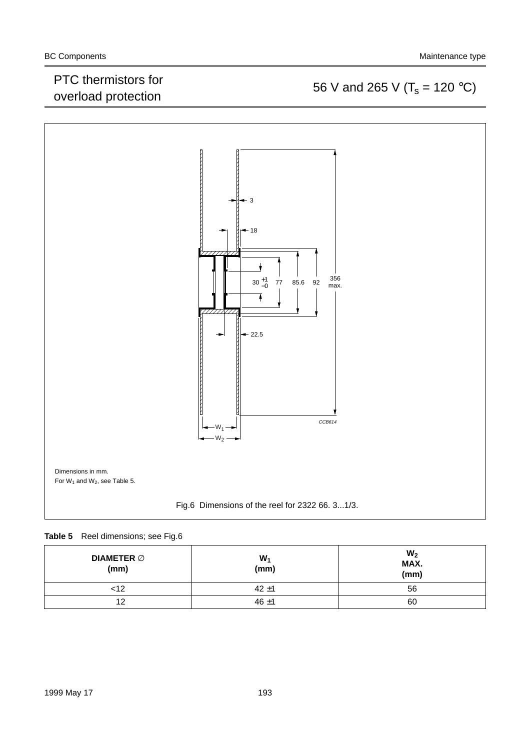Dimensions in mm.

For $W_1$ and $W_2$, see Table 5.

Fig.6 Dimensions of the reel for 2322 66. 3...1/3.

**Table 5** Reel dimensions; see Fig.6

| DIAMETER ∅ (mm) | $W_1$ (mm) | $W_2$ MAX. (mm) |
|---|---|---|
| <12 | 42 ±1 | 56 |
| 12 | 46 ±1 | 60 |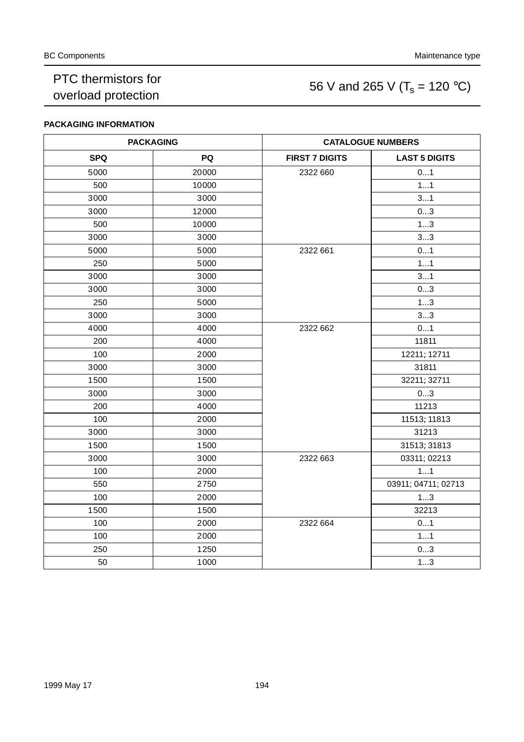## PACKAGING INFORMATION

| PACKAGING | | CATALOGUE NUMBERS | |
|---|---|---|---|
| SPQ | PQ | FIRST 7 DIGITS | LAST 5 DIGITS |
| 5000 | 20000 | 2322 660 | 0...1 |
| 500 | 10000 | | 1...1 |
| 3000 | 3000 | | 3...1 |
| 3000 | 12000 | | 0...3 |
| 500 | 10000 | | 1...3 |
| 3000 | 3000 | | 3...3 |
| 5000 | 5000 | 2322 661 | 0...1 |
| 250 | 5000 | | 1...1 |
| 3000 | 3000 | | 3...1 |
| 3000 | 3000 | | 0...3 |
| 250 | 5000 | | 1...3 |
| 3000 | 3000 | | 3...3 |
| 4000 | 4000 | 2322 662 | 0...1 |
| 200 | 4000 | | 11811 |
| 100 | 2000 | | 12211; 12711 |
| 3000 | 3000 | | 31811 |
| 1500 | 1500 | | 32211; 32711 |
| 3000 | 3000 | | 0...3 |
| 200 | 4000 | | 11213 |
| 100 | 2000 | | 11513; 11813 |
| 3000 | 3000 | | 31213 |
| 1500 | 1500 | | 31513; 31813 |
| 3000 | 3000 | 2322 663 | 03311; 02213 |
| 100 | 2000 | | 1...1 |
| 550 | 2750 | | 03911; 04711; 02713 |
| 100 | 2000 | | 1...3 |
| 1500 | 1500 | | 32213 |
| 100 | 2000 | 2322 664 | 0...1 |
| 100 | 2000 | | 1...1 |
| 250 | 1250 | | 0...3 |
| 50 | 1000 | | 1...3 |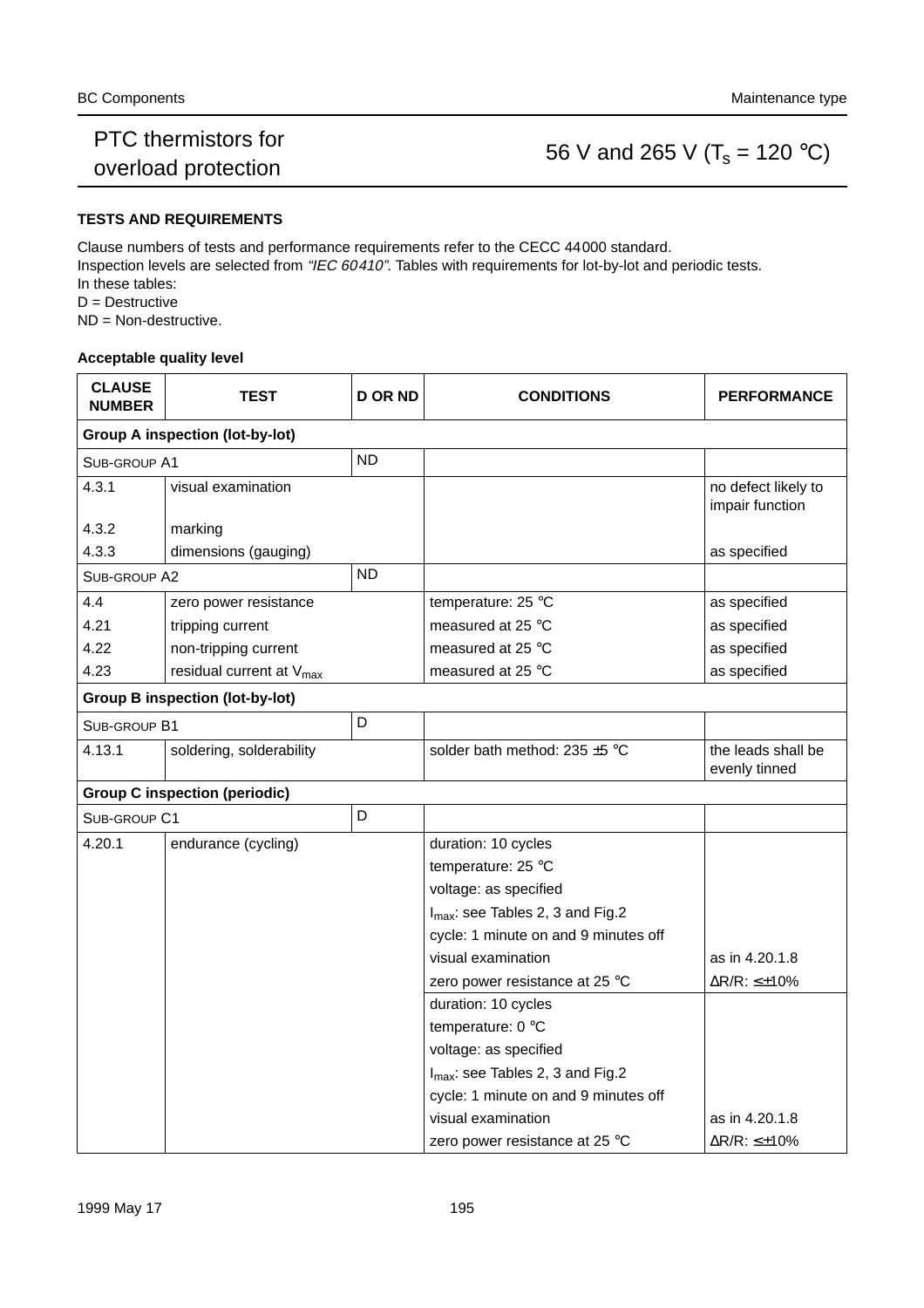### TESTS AND REQUIREMENTS

Clause numbers of tests and performance requirements refer to the CECC 44000 standard.
Inspection levels are selected from *"IEC 60410"*. Tables with requirements for lot-by-lot and periodic tests.
In these tables:
D = Destructive
ND = Non-destructive.

#### Acceptable quality level

| CLAUSE NUMBER | TEST | D OR ND | CONDITIONS | PERFORMANCE |
|---|---|---|---|---|
| **Group A inspection (lot-by-lot)** | | | | |
| SUB-GROUP A1 | | ND | | |
| 4.3.1 | visual examination | | | no defect likely to impair function |
| 4.3.2 | marking | | | |
| 4.3.3 | dimensions (gauging) | | | as specified |
| SUB-GROUP A2 | | ND | | |
| 4.4 | zero power resistance | | temperature: 25 °C | as specified |
| 4.21 | tripping current | | measured at 25 °C | as specified |
| 4.22 | non-tripping current | | measured at 25 °C | as specified |
| 4.23 | residual current at $V_{max}$ | | measured at 25 °C | as specified |
| **Group B inspection (lot-by-lot)** | | | | |
| SUB-GROUP B1 | | D | | |
| 4.13.1 | soldering, solderability | | solder bath method: 235 ±5 °C | the leads shall be evenly tinned |
| **Group C inspection (periodic)** | | | | |
| SUB-GROUP C1 | | D | | |
| 4.20.1 | endurance (cycling) | | duration: 10 cycles | |
| | | | temperature: 25 °C | |
| | | | voltage: as specified | |
| | | | $I_{max}$: see Tables 2, 3 and Fig.2 | |
| | | | cycle: 1 minute on and 9 minutes off | |
| | | | visual examination | as in 4.20.1.8 |
| | | | zero power resistance at 25 °C | ΔR/R: ≤±10% |
| | | | duration: 10 cycles | |
| | | | temperature: 0 °C | |
| | | | voltage: as specified | |
| | | | $I_{max}$: see Tables 2, 3 and Fig.2 | |
| | | | cycle: 1 minute on and 9 minutes off | |
| | | | visual examination | as in 4.20.1.8 |
| | | | zero power resistance at 25 °C | ΔR/R: ≤±10% |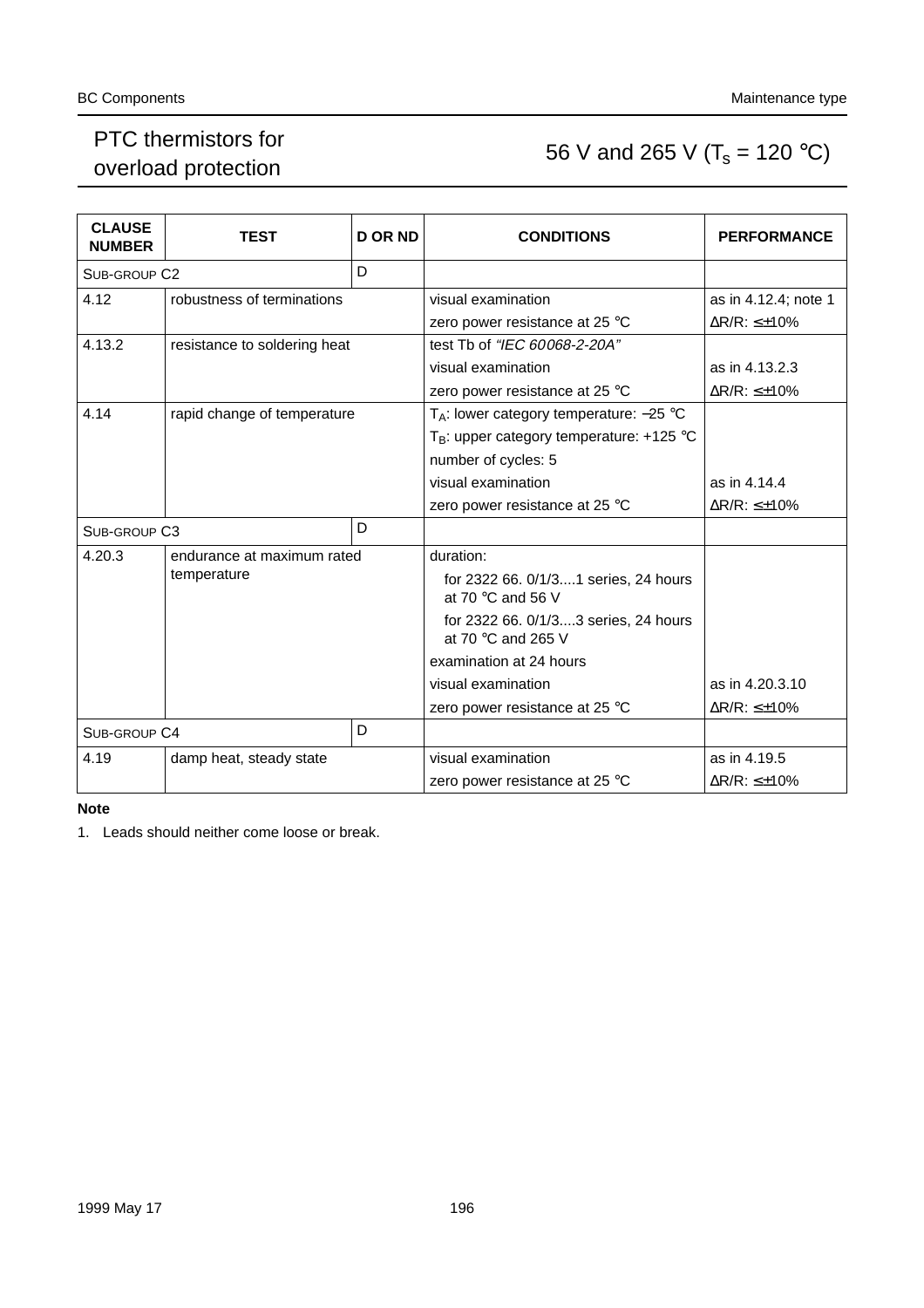# PTC thermistors for overload protection

## 56 V and 265 V ($T_s$ = 120 °C)

| CLAUSE NUMBER | TEST | D OR ND | CONDITIONS | PERFORMANCE |
|---|---|---|---|---|
| SUB-GROUP C2 | | D | | |
| 4.12 | robustness of terminations | | visual examination | as in 4.12.4; note 1 |
| | | | zero power resistance at 25 °C | ΔR/R: ≤±10% |
| 4.13.2 | resistance to soldering heat | | test Tb of *"IEC 60068-2-20A"* | |
| | | | visual examination | as in 4.13.2.3 |
| | | | zero power resistance at 25 °C | ΔR/R: ≤±10% |
| 4.14 | rapid change of temperature | | $T_A$: lower category temperature: −25 °C | |
| | | | $T_B$: upper category temperature: +125 °C | |
| | | | number of cycles: 5 | |
| | | | visual examination | as in 4.14.4 |
| | | | zero power resistance at 25 °C | ΔR/R: ≤±10% |
| SUB-GROUP C3 | | D | | |
| 4.20.3 | endurance at maximum rated temperature | | duration: | |
| | | | for 2322 66. 0/1/3....1 series, 24 hours at 70 °C and 56 V | |
| | | | for 2322 66. 0/1/3....3 series, 24 hours at 70 °C and 265 V | |
| | | | examination at 24 hours | |
| | | | visual examination | as in 4.20.3.10 |
| | | | zero power resistance at 25 °C | ΔR/R: ≤±10% |
| SUB-GROUP C4 | | D | | |
| 4.19 | damp heat, steady state | | visual examination | as in 4.19.5 |
| | | | zero power resistance at 25 °C | ΔR/R: ≤±10% |

**Note**

1. Leads should neither come loose or break.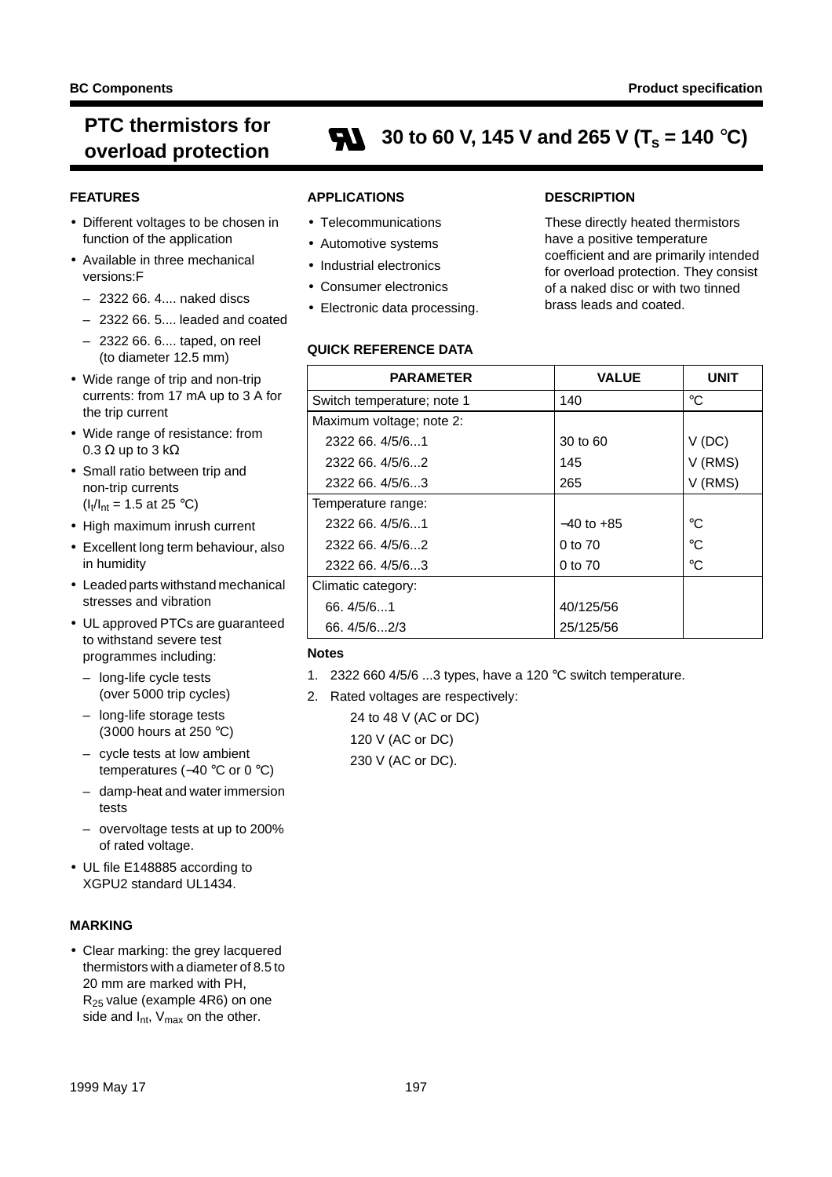# PTC thermistors for overload protection

## 30 to 60 V, 145 V and 265 V ($T_s$ = 140 °C)

### FEATURES

- Different voltages to be chosen in function of the application
- Available in three mechanical versions:F
  - 2322 66. 4.... naked discs
  - 2322 66. 5.... leaded and coated
  - 2322 66. 6.... taped, on reel (to diameter 12.5 mm)
- Wide range of trip and non-trip currents: from 17 mA up to 3 A for the trip current
- Wide range of resistance: from 0.3 Ω up to 3 kΩ
- Small ratio between trip and non-trip currents ($I_t/I_{nt}$ = 1.5 at 25 °C)
- High maximum inrush current
- Excellent long term behaviour, also in humidity
- Leaded parts withstand mechanical stresses and vibration
- UL approved PTCs are guaranteed to withstand severe test programmes including:
  - long-life cycle tests (over 5000 trip cycles)
  - long-life storage tests (3000 hours at 250 °C)
  - cycle tests at low ambient temperatures (−40 °C or 0 °C)
  - damp-heat and water immersion tests
  - overvoltage tests at up to 200% of rated voltage.
- UL file E148885 according to XGPU2 standard UL1434.

### MARKING

- Clear marking: the grey lacquered thermistors with a diameter of 8.5 to 20 mm are marked with PH, $R_{25}$ value (example 4R6) on one side and $I_{nt}$, $V_{max}$ on the other.

### APPLICATIONS

- Telecommunications
- Automotive systems
- Industrial electronics
- Consumer electronics
- Electronic data processing.

### DESCRIPTION

These directly heated thermistors have a positive temperature coefficient and are primarily intended for overload protection. They consist of a naked disc or with two tinned brass leads and coated.

### QUICK REFERENCE DATA

| PARAMETER | VALUE | UNIT |
|---|---|---|
| Switch temperature; note 1 | 140 | °C |
| Maximum voltage; note 2: | | |
| 2322 66. 4/5/6...1 | 30 to 60 | V (DC) |
| 2322 66. 4/5/6...2 | 145 | V (RMS) |
| 2322 66. 4/5/6...3 | 265 | V (RMS) |
| Temperature range: | | |
| 2322 66. 4/5/6...1 | −40 to +85 | °C |
| 2322 66. 4/5/6...2 | 0 to 70 | °C |
| 2322 66. 4/5/6...3 | 0 to 70 | °C |
| Climatic category: | | |
| 66. 4/5/6...1 | 40/125/56 | |
| 66. 4/5/6...2/3 | 25/125/56 | |

#### Notes

1. 2322 660 4/5/6 ...3 types, have a 120 °C switch temperature.
2. Rated voltages are respectively:

   24 to 48 V (AC or DC)

   120 V (AC or DC)

   230 V (AC or DC).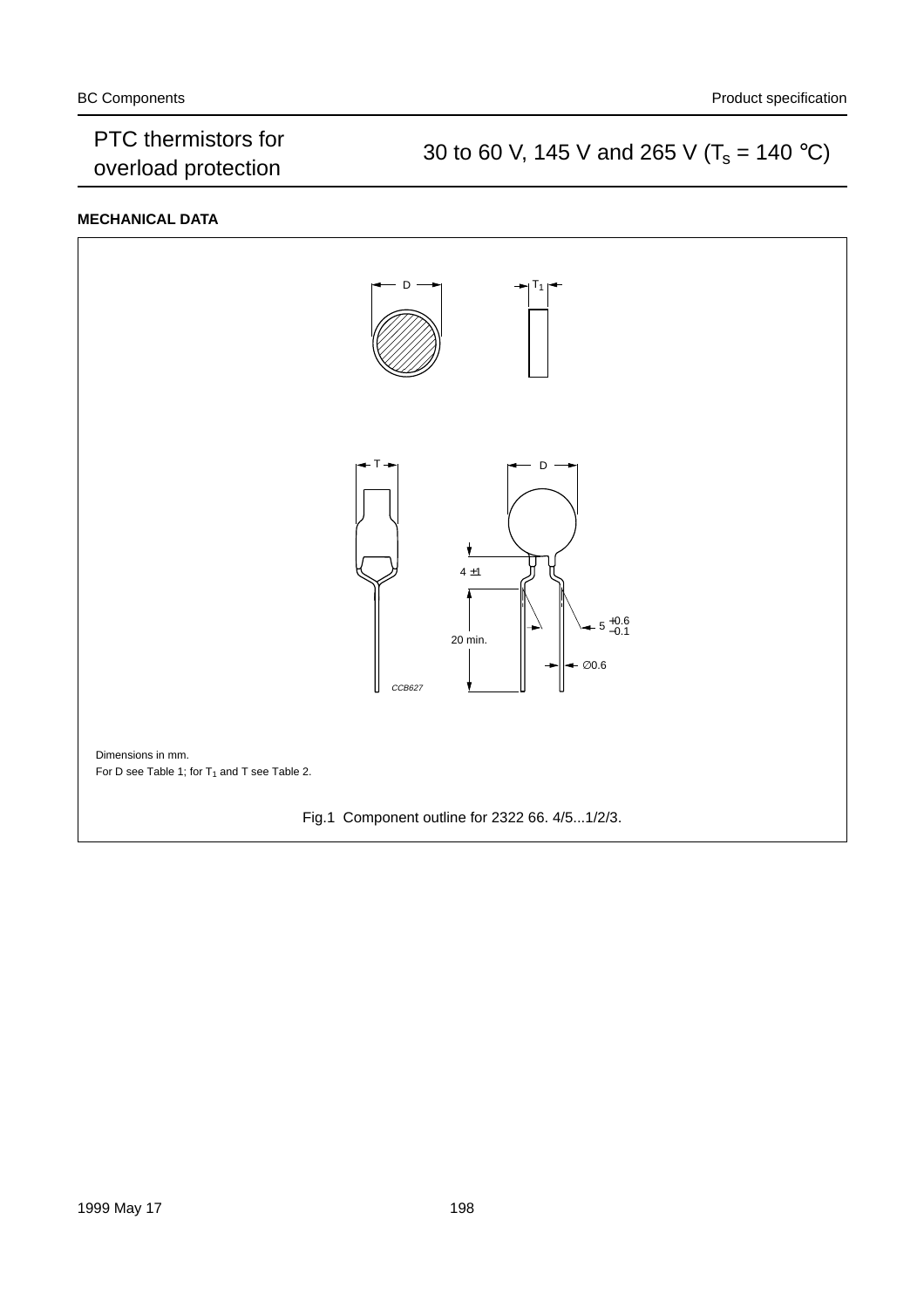## MECHANICAL DATA

Dimensions in mm.

For D see Table 1; for $T_1$ and T see Table 2.

Fig.1 Component outline for 2322 66. 4/5...1/2/3.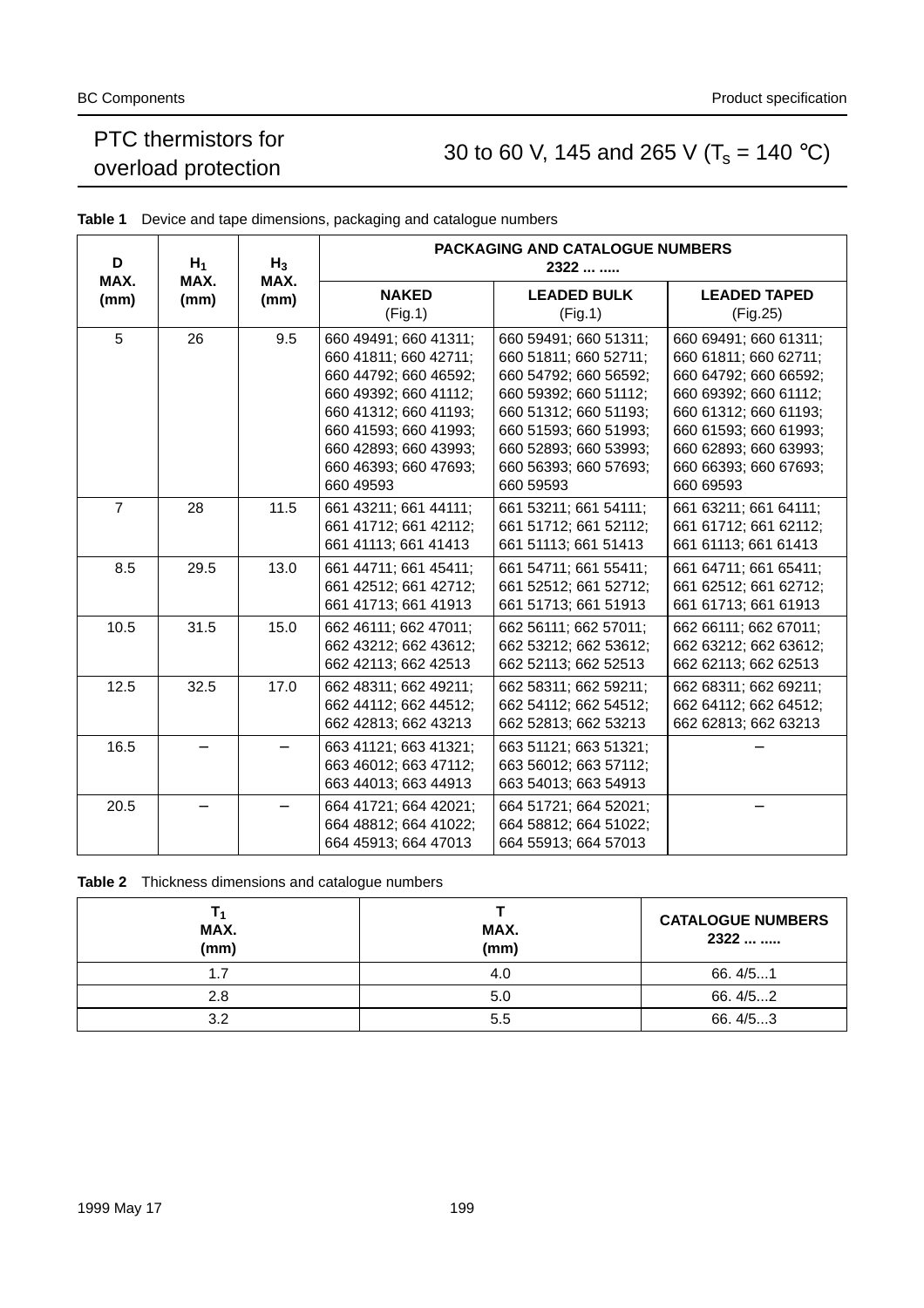**Table 1** Device and tape dimensions, packaging and catalogue numbers

| D MAX. (mm) | $H_1$ MAX. (mm) | $H_3$ MAX. (mm) | PACKAGING AND CATALOGUE NUMBERS 2322 ... ..... | | |
|---|---|---|---|---|---|
| | | | NAKED (Fig.1) | LEADED BULK (Fig.1) | LEADED TAPED (Fig.25) |
| 5 | 26 | 9.5 | 660 49491; 660 41311; 660 41811; 660 42711; 660 44792; 660 46592; 660 49392; 660 41112; 660 41312; 660 41193; 660 41593; 660 41993; 660 42893; 660 43993; 660 46393; 660 47693; 660 49593 | 660 59491; 660 51311; 660 51811; 660 52711; 660 54792; 660 56592; 660 59392; 660 51112; 660 51312; 660 51193; 660 51593; 660 51993; 660 52893; 660 53993; 660 56393; 660 57693; 660 59593 | 660 69491; 660 61311; 660 61811; 660 62711; 660 64792; 660 66592; 660 69392; 660 61112; 660 61312; 660 61193; 660 61593; 660 61993; 660 62893; 660 63993; 660 66393; 660 67693; 660 69593 |
| 7 | 28 | 11.5 | 661 43211; 661 44111; 661 41712; 661 42112; 661 41113; 661 41413 | 661 53211; 661 54111; 661 51712; 661 52112; 661 51113; 661 51413 | 661 63211; 661 64111; 661 61712; 661 62112; 661 61113; 661 61413 |
| 8.5 | 29.5 | 13.0 | 661 44711; 661 45411; 661 42512; 661 42712; 661 41713; 661 41913 | 661 54711; 661 55411; 661 52512; 661 52712; 661 51713; 661 51913 | 661 64711; 661 65411; 661 62512; 661 62712; 661 61713; 661 61913 |
| 10.5 | 31.5 | 15.0 | 662 46111; 662 47011; 662 43212; 662 43612; 662 42113; 662 42513 | 662 56111; 662 57011; 662 53212; 662 53612; 662 52113; 662 52513 | 662 66111; 662 67011; 662 63212; 662 63612; 662 62113; 662 62513 |
| 12.5 | 32.5 | 17.0 | 662 48311; 662 49211; 662 44112; 662 44512; 662 42813; 662 43213 | 662 58311; 662 59211; 662 54112; 662 54512; 662 52813; 662 53213 | 662 68311; 662 69211; 662 64112; 662 64512; 662 62813; 662 63213 |
| 16.5 | – | – | 663 41121; 663 41321; 663 46012; 663 47112; 663 44013; 663 44913 | 663 51121; 663 51321; 663 56012; 663 57112; 663 54013; 663 54913 | – |
| 20.5 | – | – | 664 41721; 664 42021; 664 48812; 664 41022; 664 45913; 664 47013 | 664 51721; 664 52021; 664 58812; 664 51022; 664 55913; 664 57013 | – |

**Table 2** Thickness dimensions and catalogue numbers

| $T_1$ MAX. (mm) | T MAX. (mm) | CATALOGUE NUMBERS 2322 ... ..... |
|---|---|---|
| 1.7 | 4.0 | 66. 4/5...1 |
| 2.8 | 5.0 | 66. 4/5...2 |
| 3.2 | 5.5 | 66. 4/5...3 |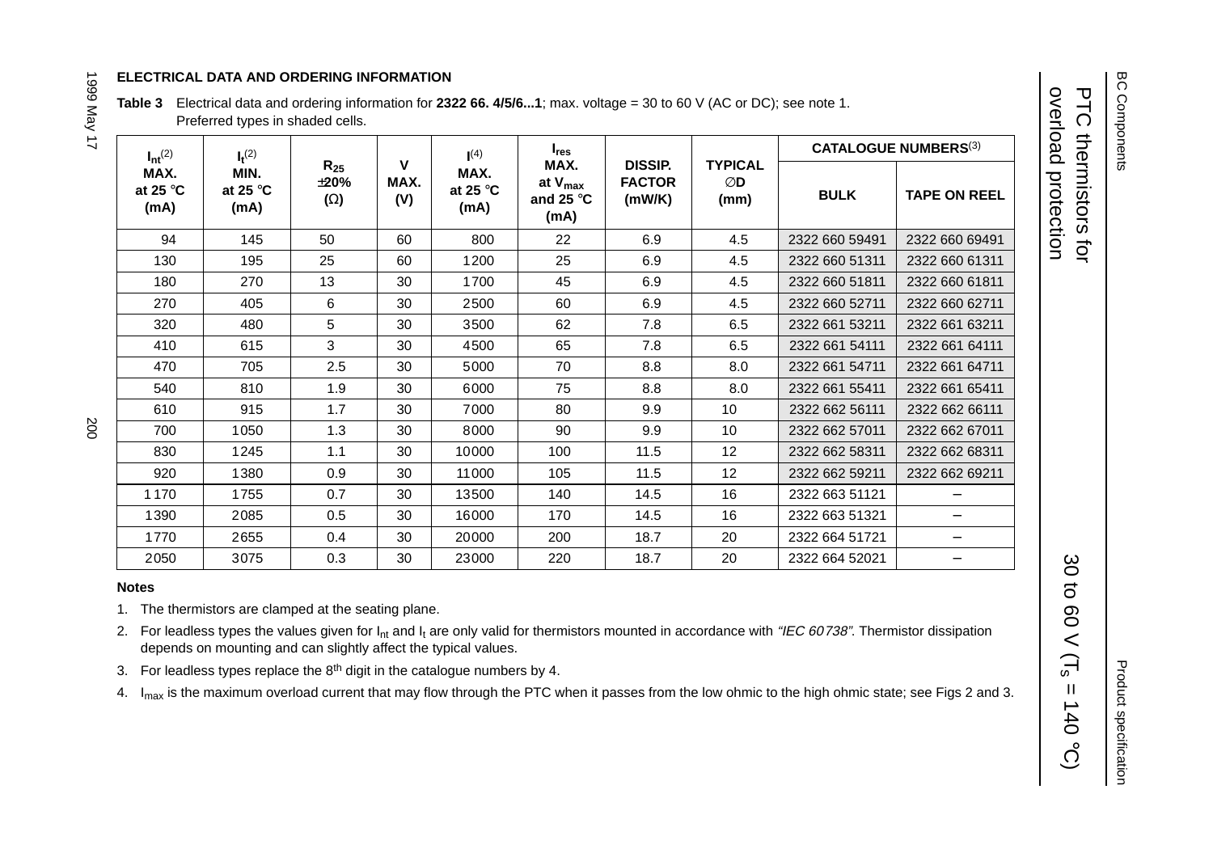## ELECTRICAL DATA AND ORDERING INFORMATION

**Table 3** Electrical data and ordering information for **2322 66. 4/5/6...1**; max. voltage = 30 to 60 V (AC or DC); see note 1. Preferred types in shaded cells.

| $I_{nt}$(2) MAX. at 25 °C (mA) | $I_t$(2) MIN. at 25 °C (mA) | $R_{25}$ ±20% (Ω) | V MAX. (V) | I(4) MAX. at 25 °C (mA) | $I_{res}$ MAX. at $V_{max}$ and 25 °C (mA) | DISSIP. FACTOR (mW/K) | TYPICAL ∅D (mm) | CATALOGUE NUMBERS(3) | |
|---|---|---|---|---|---|---|---|---|---|
| | | | | | | | | BULK | TAPE ON REEL |
| 94 | 145 | 50 | 60 | 800 | 22 | 6.9 | 4.5 | 2322 660 59491 | 2322 660 69491 |
| 130 | 195 | 25 | 60 | 1200 | 25 | 6.9 | 4.5 | 2322 660 51311 | 2322 660 61311 |
| 180 | 270 | 13 | 30 | 1700 | 45 | 6.9 | 4.5 | 2322 660 51811 | 2322 660 61811 |
| 270 | 405 | 6 | 30 | 2500 | 60 | 6.9 | 4.5 | 2322 660 52711 | 2322 660 62711 |
| 320 | 480 | 5 | 30 | 3500 | 62 | 7.8 | 6.5 | 2322 661 53211 | 2322 661 63211 |
| 410 | 615 | 3 | 30 | 4500 | 65 | 7.8 | 6.5 | 2322 661 54111 | 2322 661 64111 |
| 470 | 705 | 2.5 | 30 | 5000 | 70 | 8.8 | 8.0 | 2322 661 54711 | 2322 661 64711 |
| 540 | 810 | 1.9 | 30 | 6000 | 75 | 8.8 | 8.0 | 2322 661 55411 | 2322 661 65411 |
| 610 | 915 | 1.7 | 30 | 7000 | 80 | 9.9 | 10 | 2322 662 56111 | 2322 662 66111 |
| 700 | 1050 | 1.3 | 30 | 8000 | 90 | 9.9 | 10 | 2322 662 57011 | 2322 662 67011 |
| 830 | 1245 | 1.1 | 30 | 10000 | 100 | 11.5 | 12 | 2322 662 58311 | 2322 662 68311 |
| 920 | 1380 | 0.9 | 30 | 11000 | 105 | 11.5 | 12 | 2322 662 59211 | 2322 662 69211 |
| 1170 | 1755 | 0.7 | 30 | 13500 | 140 | 14.5 | 16 | 2322 663 51121 | – |
| 1390 | 2085 | 0.5 | 30 | 16000 | 170 | 14.5 | 16 | 2322 663 51321 | – |
| 1770 | 2655 | 0.4 | 30 | 20000 | 200 | 18.7 | 20 | 2322 664 51721 | – |
| 2050 | 3075 | 0.3 | 30 | 23000 | 220 | 18.7 | 20 | 2322 664 52021 | – |

**Notes**

1. The thermistors are clamped at the seating plane.
2. For leadless types the values given for $I_{nt}$ and $I_t$ are only valid for thermistors mounted in accordance with *"IEC 60738"*. Thermistor dissipation depends on mounting and can slightly affect the typical values.
3. For leadless types replace the 8th digit in the catalogue numbers by 4.
4. $I_{max}$ is the maximum overload current that may flow through the PTC when it passes from the low ohmic to the high ohmic state; see Figs 2 and 3.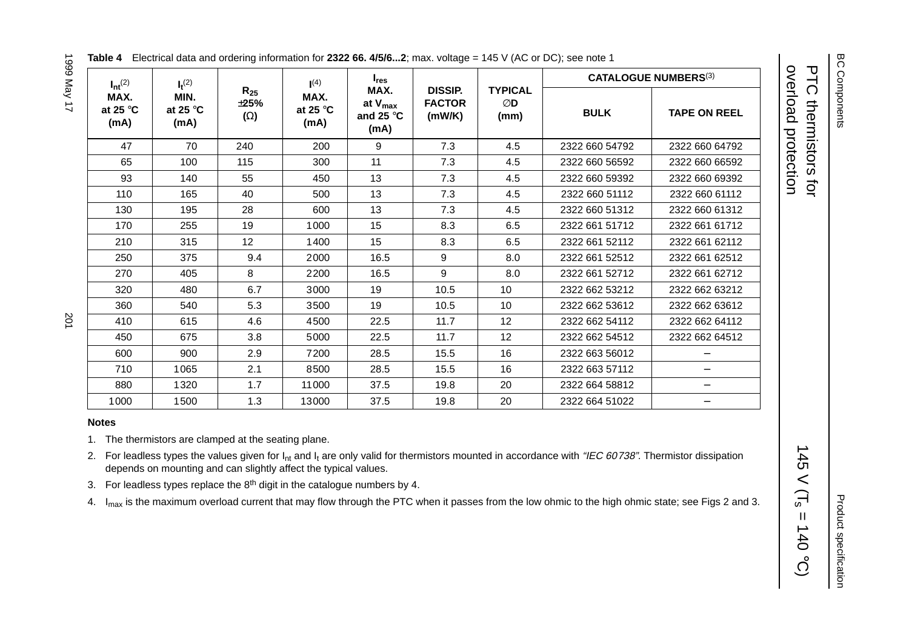**Table 4** Electrical data and ordering information for **2322 66. 4/5/6...2**; max. voltage = 145 V (AC or DC); see note 1

| $I_{nt}$(2) MAX. at 25 °C (mA) | $I_t$(2) MIN. at 25 °C (mA) | $R_{25}$ ±25% (Ω) | I(4) MAX. at 25 °C (mA) | $I_{res}$ MAX. at $V_{max}$ and 25 °C (mA) | DISSIP. FACTOR (mW/K) | TYPICAL ∅D (mm) | CATALOGUE NUMBERS(3) | |
|---|---|---|---|---|---|---|---|---|
| | | | | | | | BULK | TAPE ON REEL |
| 47 | 70 | 240 | 200 | 9 | 7.3 | 4.5 | 2322 660 54792 | 2322 660 64792 |
| 65 | 100 | 115 | 300 | 11 | 7.3 | 4.5 | 2322 660 56592 | 2322 660 66592 |
| 93 | 140 | 55 | 450 | 13 | 7.3 | 4.5 | 2322 660 59392 | 2322 660 69392 |
| 110 | 165 | 40 | 500 | 13 | 7.3 | 4.5 | 2322 660 51112 | 2322 660 61112 |
| 130 | 195 | 28 | 600 | 13 | 7.3 | 4.5 | 2322 660 51312 | 2322 660 61312 |
| 170 | 255 | 19 | 1000 | 15 | 8.3 | 6.5 | 2322 661 51712 | 2322 661 61712 |
| 210 | 315 | 12 | 1400 | 15 | 8.3 | 6.5 | 2322 661 52112 | 2322 661 62112 |
| 250 | 375 | 9.4 | 2000 | 16.5 | 9 | 8.0 | 2322 661 52512 | 2322 661 62512 |
| 270 | 405 | 8 | 2200 | 16.5 | 9 | 8.0 | 2322 661 52712 | 2322 661 62712 |
| 320 | 480 | 6.7 | 3000 | 19 | 10.5 | 10 | 2322 662 53212 | 2322 662 63212 |
| 360 | 540 | 5.3 | 3500 | 19 | 10.5 | 10 | 2322 662 53612 | 2322 662 63612 |
| 410 | 615 | 4.6 | 4500 | 22.5 | 11.7 | 12 | 2322 662 54112 | 2322 662 64112 |
| 450 | 675 | 3.8 | 5000 | 22.5 | 11.7 | 12 | 2322 662 54512 | 2322 662 64512 |
| 600 | 900 | 2.9 | 7200 | 28.5 | 15.5 | 16 | 2322 663 56012 | – |
| 710 | 1065 | 2.1 | 8500 | 28.5 | 15.5 | 16 | 2322 663 57112 | – |
| 880 | 1320 | 1.7 | 11000 | 37.5 | 19.8 | 20 | 2322 664 58812 | – |
| 1000 | 1500 | 1.3 | 13000 | 37.5 | 19.8 | 20 | 2322 664 51022 | – |

**Notes**

1. The thermistors are clamped at the seating plane.
2. For leadless types the values given for $I_{nt}$ and $I_t$ are only valid for thermistors mounted in accordance with *"IEC 60738"*. Thermistor dissipation depends on mounting and can slightly affect the typical values.
3. For leadless types replace the 8th digit in the catalogue numbers by 4.
4. $I_{max}$ is the maximum overload current that may flow through the PTC when it passes from the low ohmic to the high ohmic state; see Figs 2 and 3.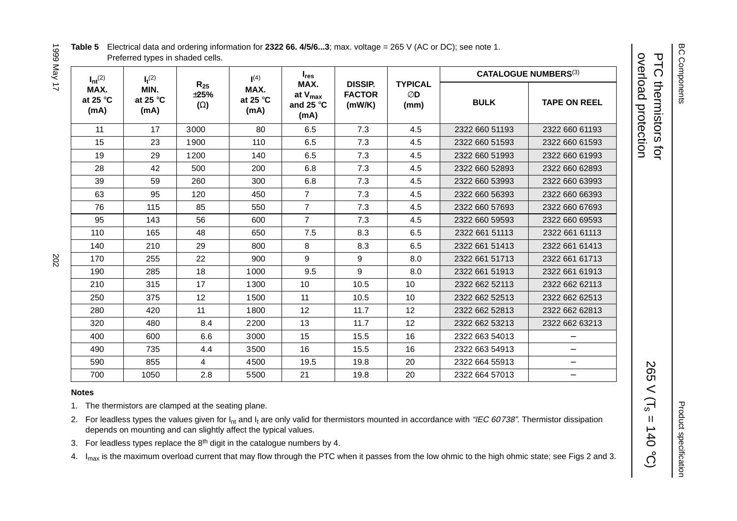**Table 5** Electrical data and ordering information for **2322 66. 4/5/6...3**; max. voltage = 265 V (AC or DC); see note 1.
Preferred types in shaded cells.

| $I_{nt}$(2) MAX. at 25 °C (mA) | $I_t$(2) MIN. at 25 °C (mA) | $R_{25}$ ±25% (Ω) | I(4) MAX. at 25 °C (mA) | $I_{res}$ MAX. at $V_{max}$ and 25 °C (mA) | DISSIP. FACTOR (mW/K) | TYPICAL ∅D (mm) | CATALOGUE NUMBERS(3) | |
|---|---|---|---|---|---|---|---|---|
| | | | | | | | BULK | TAPE ON REEL |
| 11 | 17 | 3000 | 80 | 6.5 | 7.3 | 4.5 | 2322 660 51193 | 2322 660 61193 |
| 15 | 23 | 1900 | 110 | 6.5 | 7.3 | 4.5 | 2322 660 51593 | 2322 660 61593 |
| 19 | 29 | 1200 | 140 | 6.5 | 7.3 | 4.5 | 2322 660 51993 | 2322 660 61993 |
| 28 | 42 | 500 | 200 | 6.8 | 7.3 | 4.5 | 2322 660 52893 | 2322 660 62893 |
| 39 | 59 | 260 | 300 | 6.8 | 7.3 | 4.5 | 2322 660 53993 | 2322 660 63993 |
| 63 | 95 | 120 | 450 | 7 | 7.3 | 4.5 | 2322 660 56393 | 2322 660 66393 |
| 76 | 115 | 85 | 550 | 7 | 7.3 | 4.5 | 2322 660 57693 | 2322 660 67693 |
| 95 | 143 | 56 | 600 | 7 | 7.3 | 4.5 | 2322 660 59593 | 2322 660 69593 |
| 110 | 165 | 48 | 650 | 7.5 | 8.3 | 6.5 | 2322 661 51113 | 2322 661 61113 |
| 140 | 210 | 29 | 800 | 8 | 8.3 | 6.5 | 2322 661 51413 | 2322 661 61413 |
| 170 | 255 | 22 | 900 | 9 | 9 | 8.0 | 2322 661 51713 | 2322 661 61713 |
| 190 | 285 | 18 | 1000 | 9.5 | 9 | 8.0 | 2322 661 51913 | 2322 661 61913 |
| 210 | 315 | 17 | 1300 | 10 | 10.5 | 10 | 2322 662 52113 | 2322 662 62113 |
| 250 | 375 | 12 | 1500 | 11 | 10.5 | 10 | 2322 662 52513 | 2322 662 62513 |
| 280 | 420 | 11 | 1800 | 12 | 11.7 | 12 | 2322 662 52813 | 2322 662 62813 |
| 320 | 480 | 8.4 | 2200 | 13 | 11.7 | 12 | 2322 662 53213 | 2322 662 63213 |
| 400 | 600 | 6.6 | 3000 | 15 | 15.5 | 16 | 2322 663 54013 | – |
| 490 | 735 | 4.4 | 3500 | 16 | 15.5 | 16 | 2322 663 54913 | – |
| 590 | 855 | 4 | 4500 | 19.5 | 19.8 | 20 | 2322 664 55913 | – |
| 700 | 1050 | 2.8 | 5500 | 21 | 19.8 | 20 | 2322 664 57013 | – |

**Notes**

1. The thermistors are clamped at the seating plane.
2. For leadless types the values given for $I_{nt}$ and $I_t$ are only valid for thermistors mounted in accordance with *"IEC 60738"*. Thermistor dissipation depends on mounting and can slightly affect the typical values.
3. For leadless types replace the 8th digit in the catalogue numbers by 4.
4. $I_{max}$ is the maximum overload current that may flow through the PTC when it passes from the low ohmic to the high ohmic state; see Figs 2 and 3.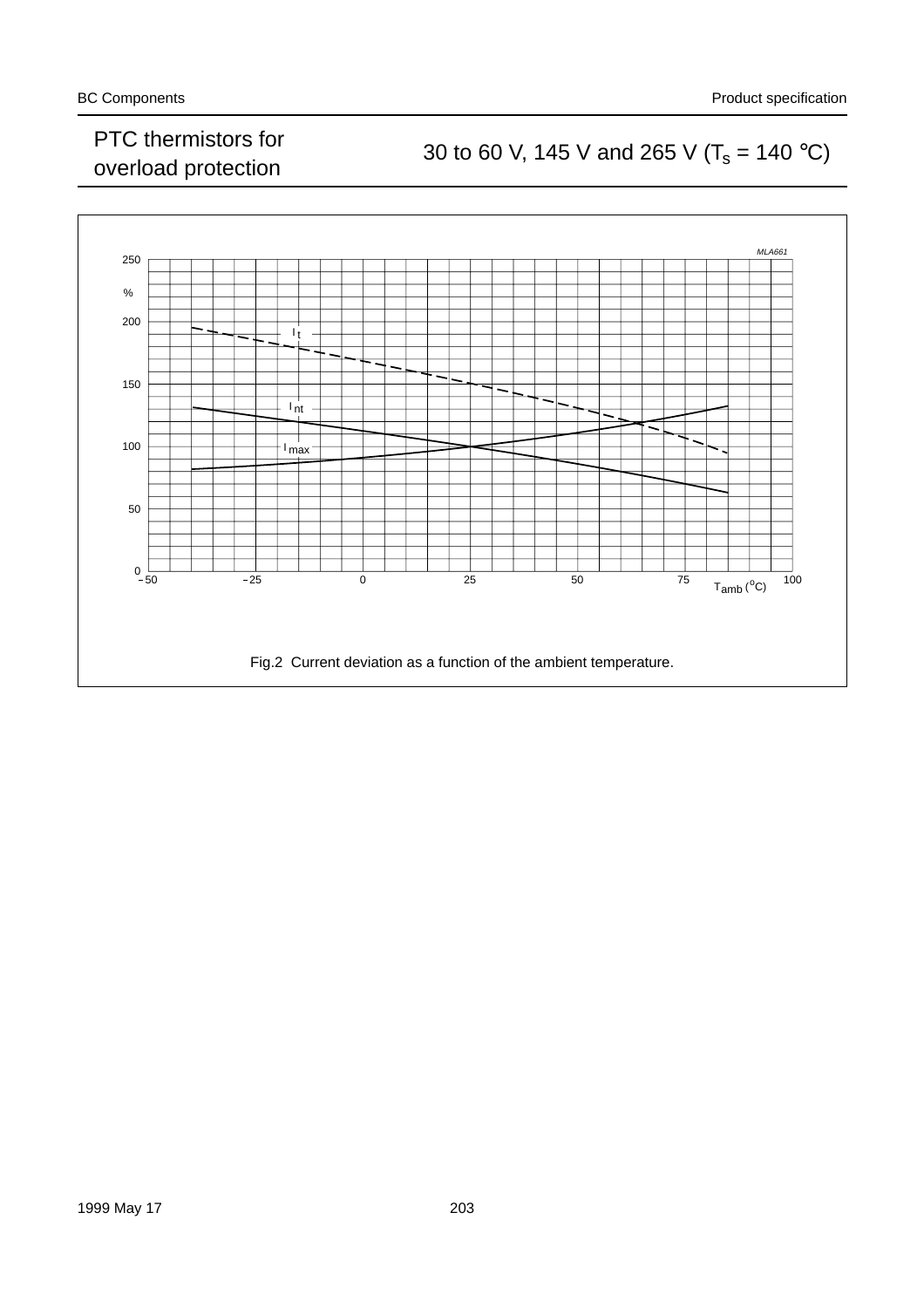Fig.2 Current deviation as a function of the ambient temperature.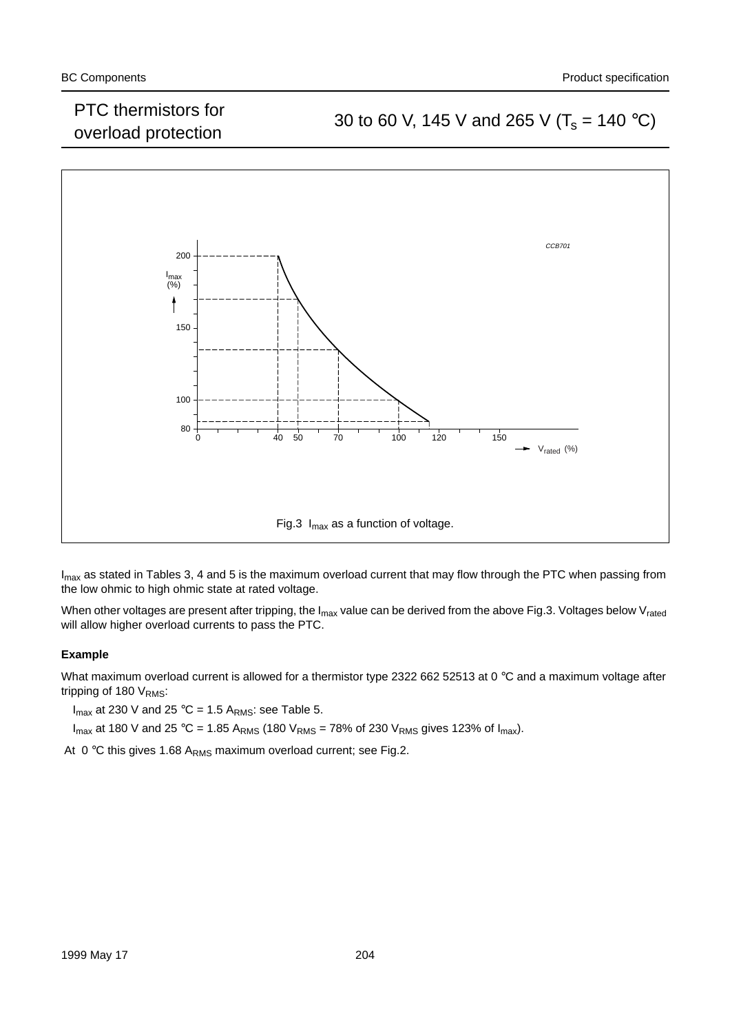# PTC thermistors for overload protection

## 30 to 60 V, 145 V and 265 V ($T_s$ = 140 °C)

Fig.3 $I_{max}$ as a function of voltage.

$I_{max}$ as stated in Tables 3, 4 and 5 is the maximum overload current that may flow through the PTC when passing from the low ohmic to high ohmic state at rated voltage.

When other voltages are present after tripping, the $I_{max}$ value can be derived from the above Fig.3. Voltages below $V_{rated}$ will allow higher overload currents to pass the PTC.

### Example

What maximum overload current is allowed for a thermistor type 2322 662 52513 at 0 °C and a maximum voltage after tripping of 180 $V_{RMS}$:

$I_{max}$ at 230 V and 25 °C = 1.5 $A_{RMS}$: see Table 5.

$I_{max}$ at 180 V and 25 °C = 1.85 $A_{RMS}$ (180 $V_{RMS}$ = 78% of 230 $V_{RMS}$ gives 123% of $I_{max}$).

At 0 °C this gives 1.68 $A_{RMS}$ maximum overload current; see Fig.2.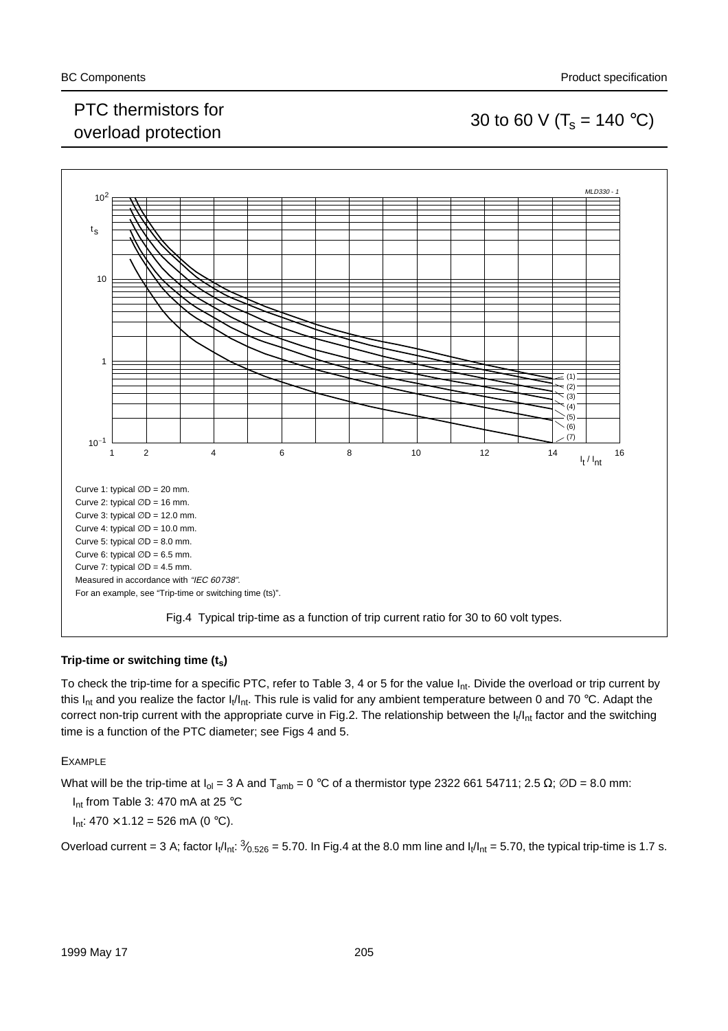# PTC thermistors for overload protection

## 30 to 60 V ($T_s$ = 140 °C)

Curve 1: typical ∅D = 20 mm.
Curve 2: typical ∅D = 16 mm.
Curve 3: typical ∅D = 12.0 mm.
Curve 4: typical ∅D = 10.0 mm.
Curve 5: typical ∅D = 8.0 mm.
Curve 6: typical ∅D = 6.5 mm.
Curve 7: typical ∅D = 4.5 mm.
Measured in accordance with *"IEC 60738"*.
For an example, see "Trip-time or switching time (ts)".

Fig.4 Typical trip-time as a function of trip current ratio for 30 to 60 volt types.

**Trip-time or switching time ($t_s$)**

To check the trip-time for a specific PTC, refer to Table 3, 4 or 5 for the value $I_{nt}$. Divide the overload or trip current by this $I_{nt}$ and you realize the factor $I_t/I_{nt}$. This rule is valid for any ambient temperature between 0 and 70 °C. Adapt the correct non-trip current with the appropriate curve in Fig.2. The relationship between the $I_t/I_{nt}$ factor and the switching time is a function of the PTC diameter; see Figs 4 and 5.

EXAMPLE

What will be the trip-time at $I_{ol}$ = 3 A and $T_{amb}$ = 0 °C of a thermistor type 2322 661 54711; 2.5 Ω; ∅D = 8.0 mm:

$I_{nt}$ from Table 3: 470 mA at 25 °C

$I_{nt}$: 470 × 1.12 = 526 mA (0 °C).

Overload current = 3 A; factor $I_t/I_{nt}$: $3/0.526$ = 5.70. In Fig.4 at the 8.0 mm line and $I_t/I_{nt}$ = 5.70, the typical trip-time is 1.7 s.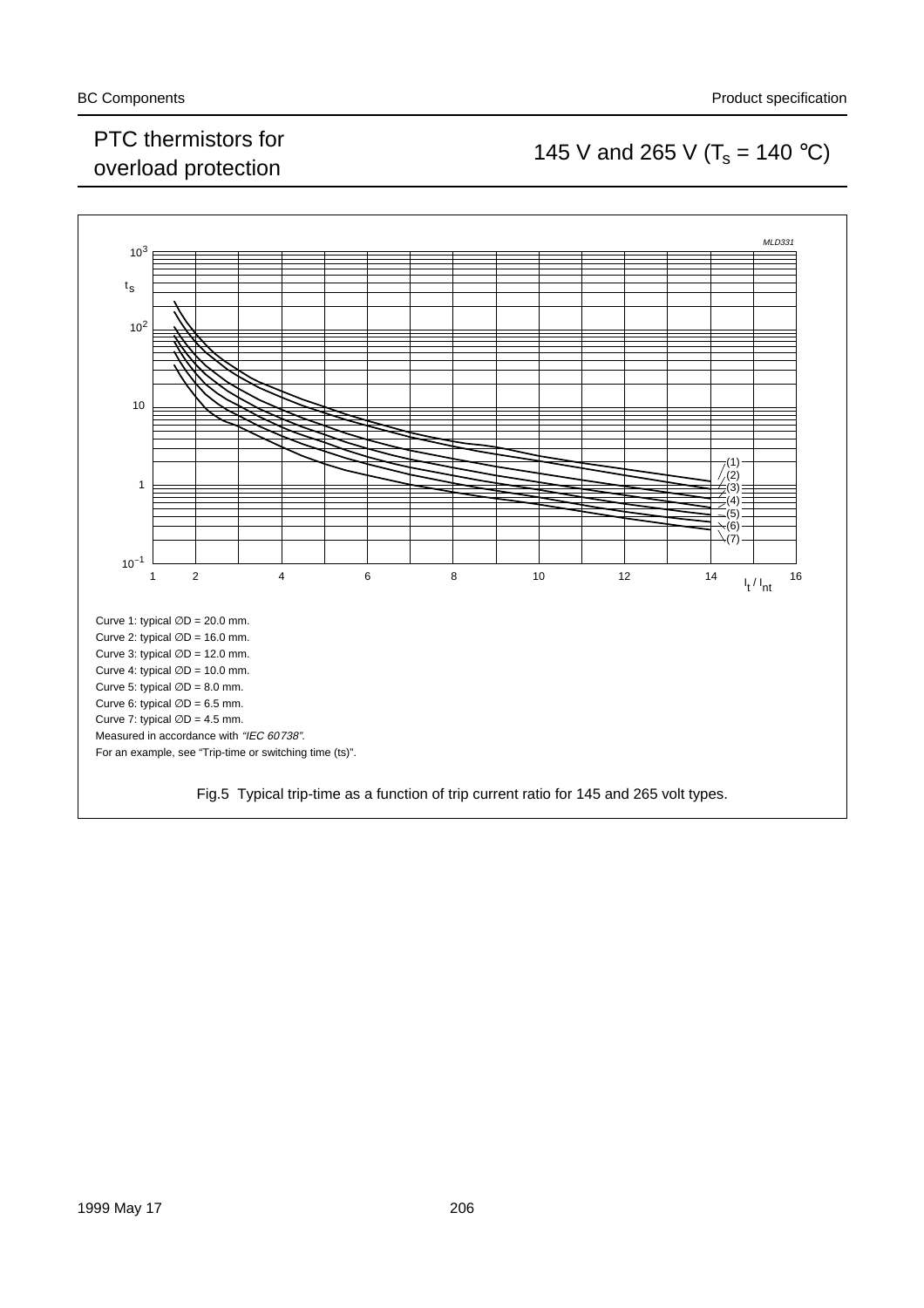Curve 1: typical ∅D = 20.0 mm.
Curve 2: typical ∅D = 16.0 mm.
Curve 3: typical ∅D = 12.0 mm.
Curve 4: typical ∅D = 10.0 mm.
Curve 5: typical ∅D = 8.0 mm.
Curve 6: typical ∅D = 6.5 mm.
Curve 7: typical ∅D = 4.5 mm.
Measured in accordance with *"IEC 60738"*.
For an example, see "Trip-time or switching time (ts)".

Fig.5 Typical trip-time as a function of trip current ratio for 145 and 265 volt types.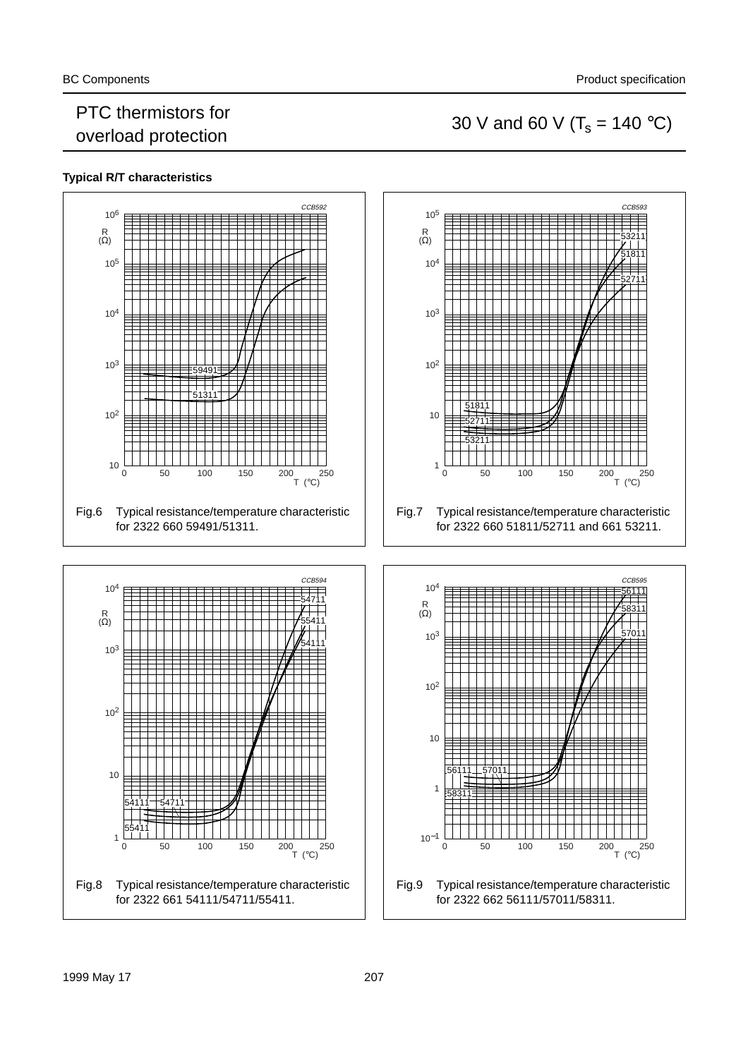# PTC thermistors for overload protection

## 30 V and 60 V ($T_s$ = 140 °C)

**Typical R/T characteristics**

Fig.6 Typical resistance/temperature characteristic for 2322 660 59491/51311.

Fig.7 Typical resistance/temperature characteristic for 2322 660 51811/52711 and 661 53211.

Fig.8 Typical resistance/temperature characteristic for 2322 661 54111/54711/55411.

Fig.9 Typical resistance/temperature characteristic for 2322 662 56111/57011/58311.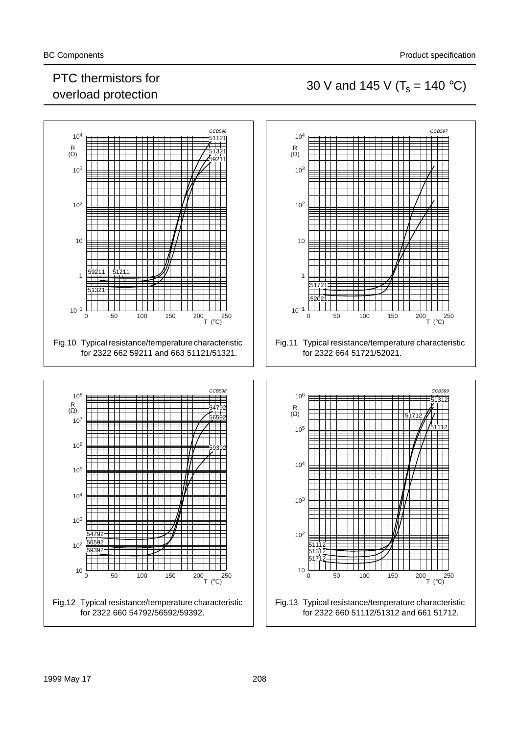# PTC thermistors for overload protection

## 30 V and 145 V ($T_s$ = 140 °C)

Fig.10 Typical resistance/temperature characteristic for 2322 662 59211 and 663 51121/51321.

Fig.11 Typical resistance/temperature characteristic for 2322 664 51721/52021.

Fig.12 Typical resistance/temperature characteristic for 2322 660 54792/56592/59392.

Fig.13 Typical resistance/temperature characteristic for 2322 660 51112/51312 and 661 51712.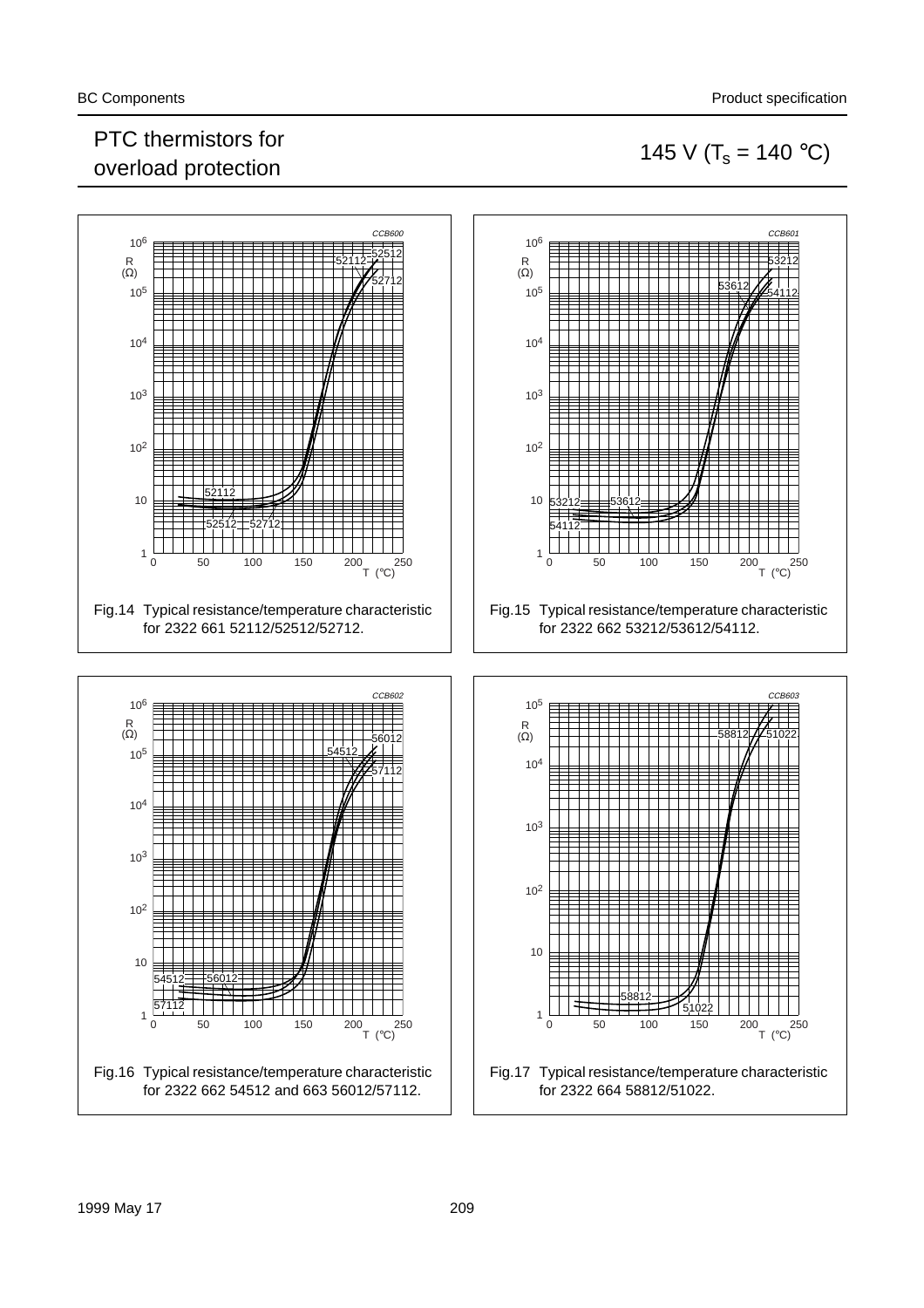# PTC thermistors for overload protection

# 145 V ($T_s$ = 140 °C)

Fig.14 Typical resistance/temperature characteristic for 2322 661 52112/52512/52712.

Fig.15 Typical resistance/temperature characteristic for 2322 662 53212/53612/54112.

Fig.16 Typical resistance/temperature characteristic for 2322 662 54512 and 663 56012/57112.

Fig.17 Typical resistance/temperature characteristic for 2322 664 58812/51022.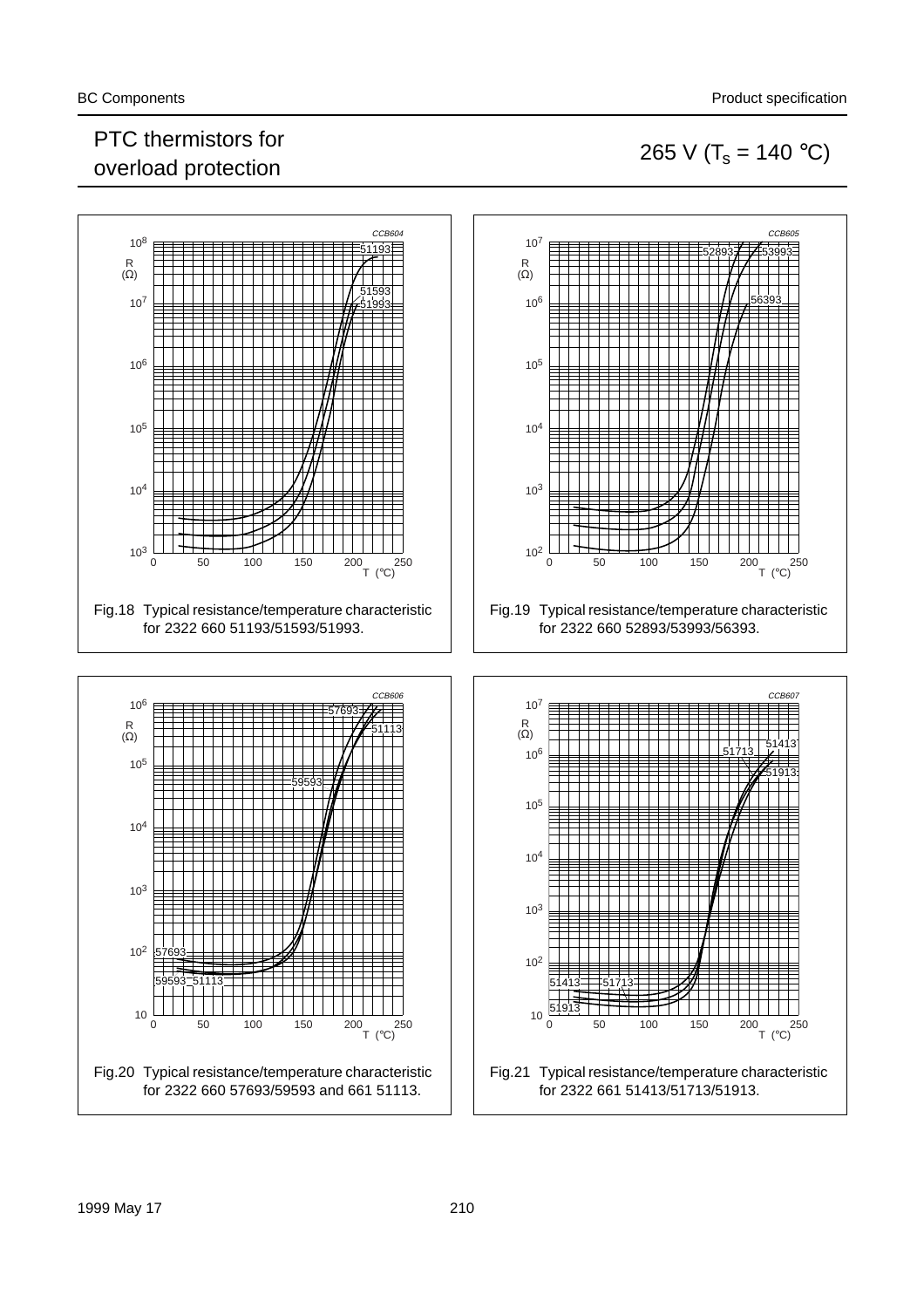# PTC thermistors for overload protection

## 265 V ($T_s$ = 140 °C)

Fig.18 Typical resistance/temperature characteristic for 2322 660 51193/51593/51993.

Fig.19 Typical resistance/temperature characteristic for 2322 660 52893/53993/56393.

Fig.20 Typical resistance/temperature characteristic for 2322 660 57693/59593 and 661 51113.

Fig.21 Typical resistance/temperature characteristic for 2322 661 51413/51713/51913.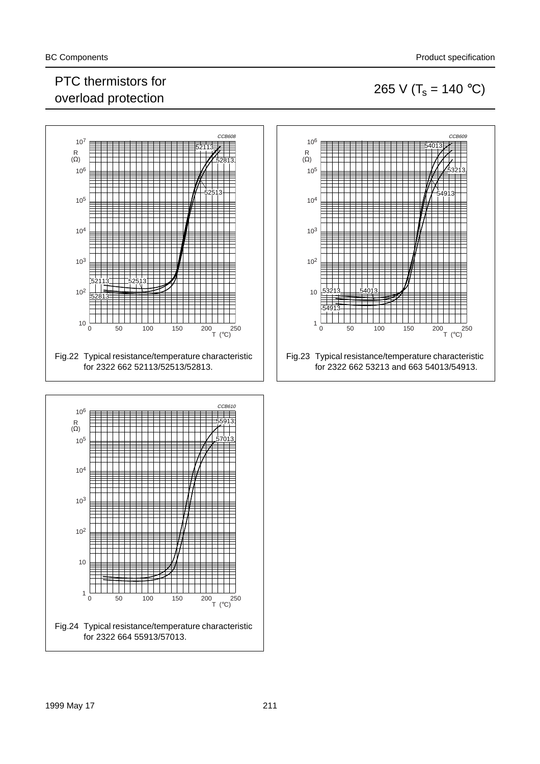# PTC thermistors for overload protection

## 265 V ($T_s$ = 140 °C)

Fig.22 Typical resistance/temperature characteristic for 2322 662 52113/52513/52813.

Fig.23 Typical resistance/temperature characteristic for 2322 662 53213 and 663 54013/54913.

Fig.24 Typical resistance/temperature characteristic for 2322 664 55913/57013.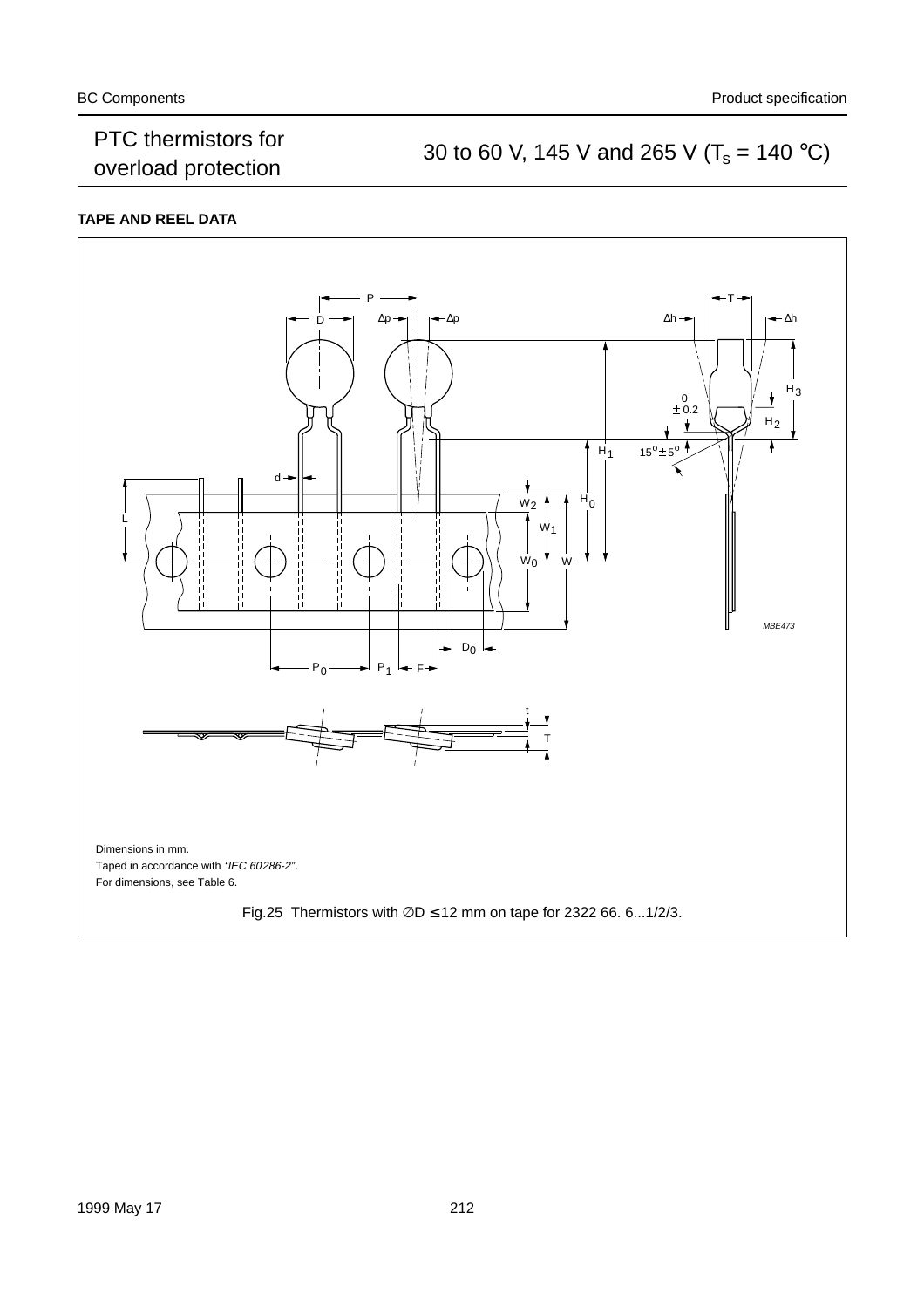## TAPE AND REEL DATA

Dimensions in mm.

Taped in accordance with *"IEC 60286-2"*.

For dimensions, see Table 6.

Fig.25 Thermistors with ∅D ≤ 12 mm on tape for 2322 66. 6...1/2/3.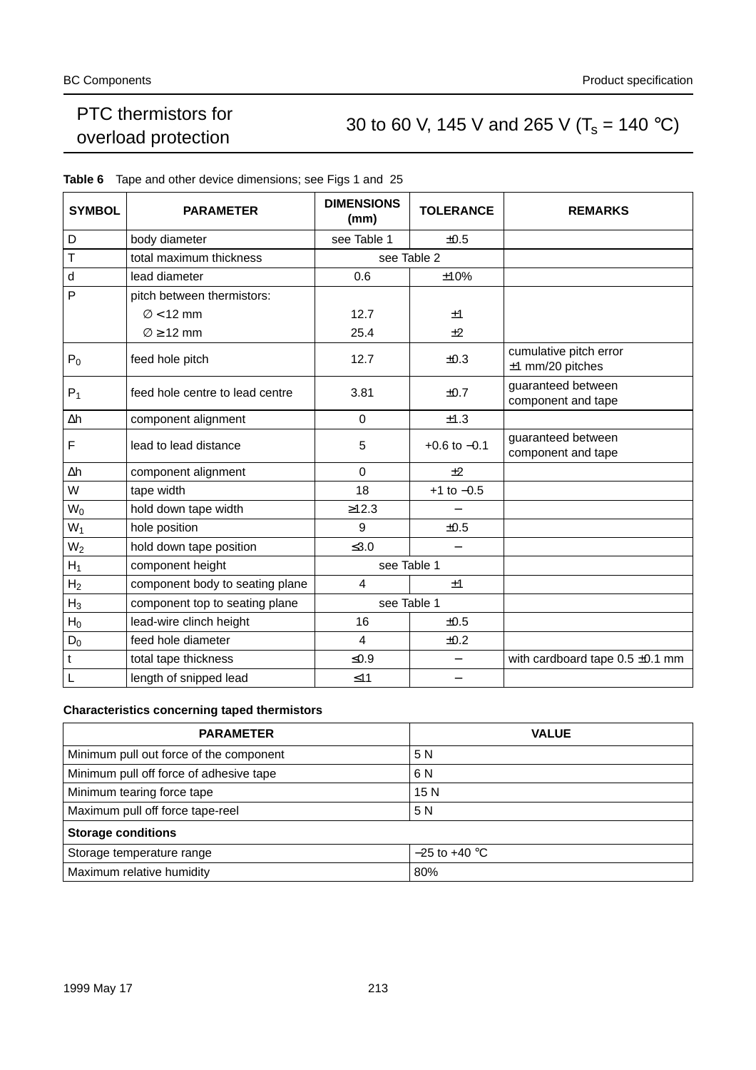**Table 6** Tape and other device dimensions; see Figs 1 and 25

| SYMBOL | PARAMETER | DIMENSIONS (mm) | TOLERANCE | REMARKS |
|---|---|---|---|---|
| D | body diameter | see Table 1 | ±0.5 | |
| T | total maximum thickness | see Table 2 | | |
| d | lead diameter | 0.6 | ±10% | |
| P | pitch between thermistors: | | | |
| | ∅ < 12 mm | 12.7 | ±1 | |
| | ∅ ≥ 12 mm | 25.4 | ±2 | |
| $P_0$ | feed hole pitch | 12.7 | ±0.3 | cumulative pitch error ±1 mm/20 pitches |
| $P_1$ | feed hole centre to lead centre | 3.81 | ±0.7 | guaranteed between component and tape |
| Δh | component alignment | 0 | ±1.3 | |
| F | lead to lead distance | 5 | +0.6 to −0.1 | guaranteed between component and tape |
| Δh | component alignment | 0 | ±2 | |
| W | tape width | 18 | +1 to −0.5 | |
| $W_0$ | hold down tape width | ≥12.3 | − | |
| $W_1$ | hole position | 9 | ±0.5 | |
| $W_2$ | hold down tape position | ≤3.0 | − | |
| $H_1$ | component height | see Table 1 | | |
| $H_2$ | component body to seating plane | 4 | ±1 | |
| $H_3$ | component top to seating plane | see Table 1 | | |
| $H_0$ | lead-wire clinch height | 16 | ±0.5 | |
| $D_0$ | feed hole diameter | 4 | ±0.2 | |
| t | total tape thickness | ≤0.9 | − | with cardboard tape 0.5 ±0.1 mm |
| L | length of snipped lead | ≤11 | − | |

**Characteristics concerning taped thermistors**

| PARAMETER | VALUE |
|---|---|
| Minimum pull out force of the component | 5 N |
| Minimum pull off force of adhesive tape | 6 N |
| Minimum tearing force tape | 15 N |
| Maximum pull off force tape-reel | 5 N |
| **Storage conditions** | |
| Storage temperature range | −25 to +40 °C |
| Maximum relative humidity | 80% |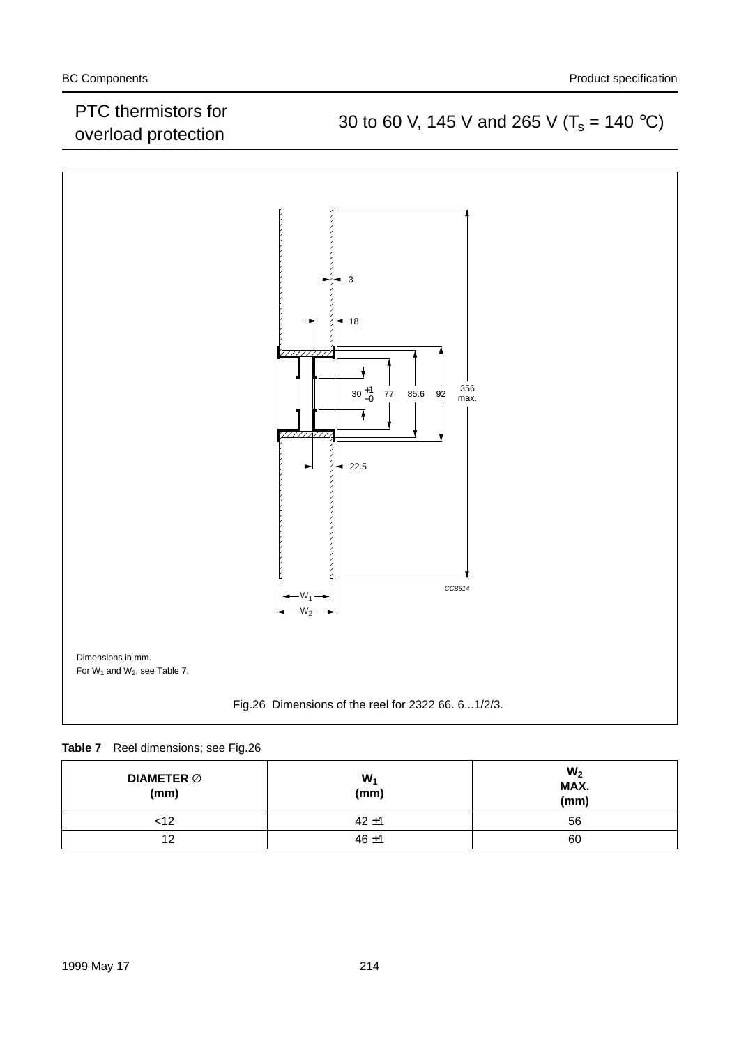Dimensions in mm.
For $W_1$ and $W_2$, see Table 7.

Fig.26 Dimensions of the reel for 2322 66. 6...1/2/3.

**Table 7** Reel dimensions; see Fig.26

| DIAMETER ∅ (mm) | $W_1$ (mm) | $W_2$ MAX. (mm) |
|---|---|---|
| <12 | 42 ±1 | 56 |
| 12 | 46 ±1 | 60 |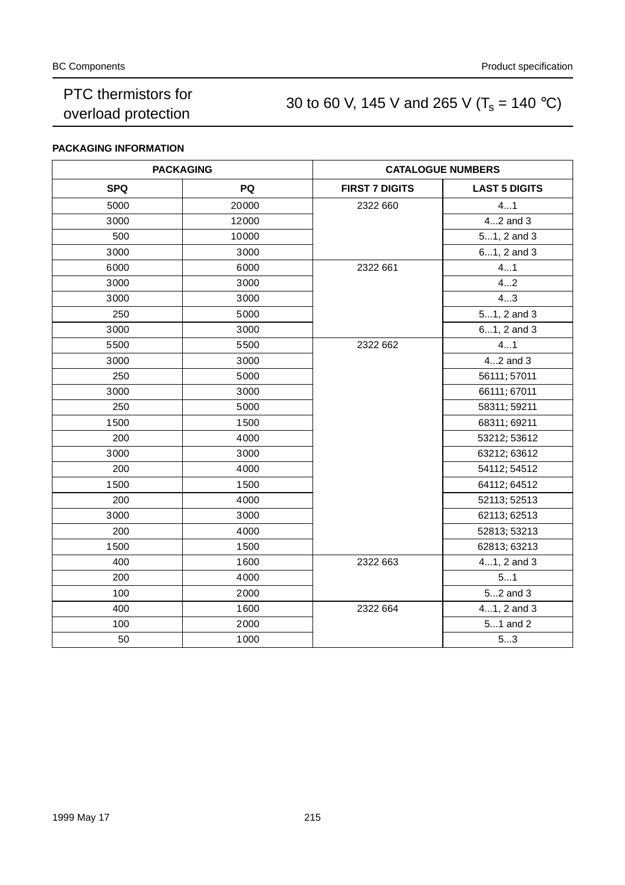# PTC thermistors for overload protection

## 30 to 60 V, 145 V and 265 V ($T_s$ = 140 °C)

**PACKAGING INFORMATION**

| PACKAGING | | CATALOGUE NUMBERS | |
|---|---|---|---|
| **SPQ** | **PQ** | **FIRST 7 DIGITS** | **LAST 5 DIGITS** |
| 5000 | 20000 | 2322 660 | 4...1 |
| 3000 | 12000 | | 4...2 and 3 |
| 500 | 10000 | | 5...1, 2 and 3 |
| 3000 | 3000 | | 6...1, 2 and 3 |
| 6000 | 6000 | 2322 661 | 4...1 |
| 3000 | 3000 | | 4...2 |
| 3000 | 3000 | | 4...3 |
| 250 | 5000 | | 5...1, 2 and 3 |
| 3000 | 3000 | | 6...1, 2 and 3 |
| 5500 | 5500 | 2322 662 | 4...1 |
| 3000 | 3000 | | 4...2 and 3 |
| 250 | 5000 | | 56111; 57011 |
| 3000 | 3000 | | 66111; 67011 |
| 250 | 5000 | | 58311; 59211 |
| 1500 | 1500 | | 68311; 69211 |
| 200 | 4000 | | 53212; 53612 |
| 3000 | 3000 | | 63212; 63612 |
| 200 | 4000 | | 54112; 54512 |
| 1500 | 1500 | | 64112; 64512 |
| 200 | 4000 | | 52113; 52513 |
| 3000 | 3000 | | 62113; 62513 |
| 200 | 4000 | | 52813; 53213 |
| 1500 | 1500 | | 62813; 63213 |
| 400 | 1600 | 2322 663 | 4...1, 2 and 3 |
| 200 | 4000 | | 5...1 |
| 100 | 2000 | | 5...2 and 3 |
| 400 | 1600 | 2322 664 | 4...1, 2 and 3 |
| 100 | 2000 | | 5...1 and 2 |
| 50 | 1000 | | 5...3 |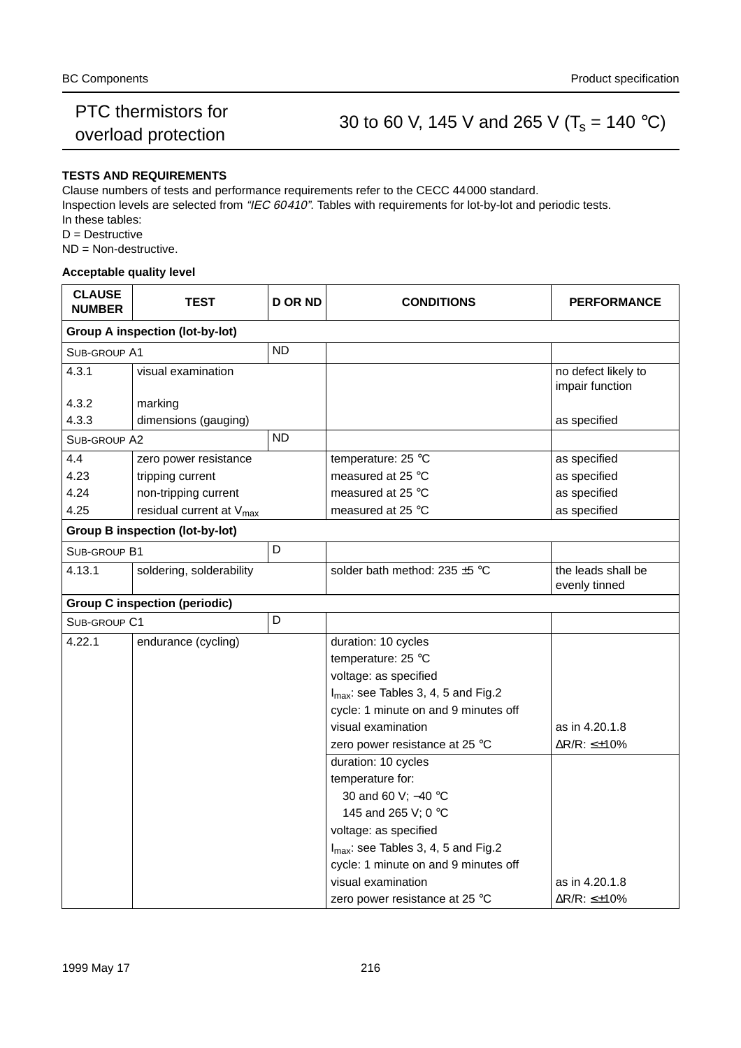# PTC thermistors for overload protection

## 30 to 60 V, 145 V and 265 V ($T_s$ = 140 °C)

### TESTS AND REQUIREMENTS

Clause numbers of tests and performance requirements refer to the CECC 44000 standard.

Inspection levels are selected from *"IEC 60410"*. Tables with requirements for lot-by-lot and periodic tests.

In these tables:

D = Destructive

ND = Non-destructive.

#### Acceptable quality level

| CLAUSE NUMBER | TEST | D OR ND | CONDITIONS | PERFORMANCE |
|---|---|---|---|---|
| **Group A inspection (lot-by-lot)** | | | | |
| SUB-GROUP A1 | | ND | | |
| 4.3.1 | visual examination | | | no defect likely to impair function |
| 4.3.2 | marking | | | |
| 4.3.3 | dimensions (gauging) | | | as specified |
| SUB-GROUP A2 | | ND | | |
| 4.4 | zero power resistance | | temperature: 25 °C | as specified |
| 4.23 | tripping current | | measured at 25 °C | as specified |
| 4.24 | non-tripping current | | measured at 25 °C | as specified |
| 4.25 | residual current at $V_{max}$ | | measured at 25 °C | as specified |
| **Group B inspection (lot-by-lot)** | | | | |
| SUB-GROUP B1 | | D | | |
| 4.13.1 | soldering, solderability | | solder bath method: 235 ±5 °C | the leads shall be evenly tinned |
| **Group C inspection (periodic)** | | | | |
| SUB-GROUP C1 | | D | | |
| 4.22.1 | endurance (cycling) | | duration: 10 cycles<br>temperature: 25 °C<br>voltage: as specified<br>$I_{max}$: see Tables 3, 4, 5 and Fig.2<br>cycle: 1 minute on and 9 minutes off<br>visual examination<br>zero power resistance at 25 °C | <br><br><br><br><br>as in 4.20.1.8<br>ΔR/R: ≤ ±10% |
| | | | duration: 10 cycles<br>temperature for:<br>30 and 60 V; −40 °C<br>145 and 265 V; 0 °C<br>voltage: as specified<br>$I_{max}$: see Tables 3, 4, 5 and Fig.2<br>cycle: 1 minute on and 9 minutes off<br>visual examination<br>zero power resistance at 25 °C | <br><br><br><br><br><br><br>as in 4.20.1.8<br>ΔR/R: ≤ ±10% |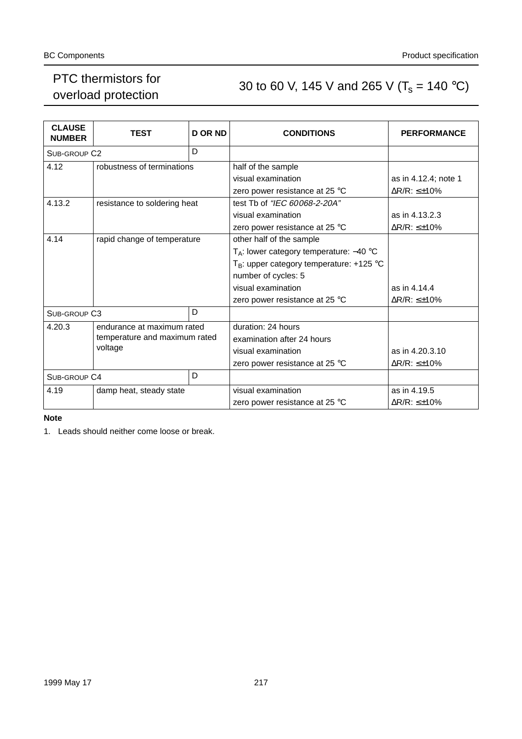| CLAUSE NUMBER | TEST | D OR ND | CONDITIONS | PERFORMANCE |
|---|---|---|---|---|
| SUB-GROUP C2 | | D | | |
| 4.12 | robustness of terminations | | half of the sample<br>visual examination<br>zero power resistance at 25 °C | <br>as in 4.12.4; note 1<br>ΔR/R: ≤ ±10% |
| 4.13.2 | resistance to soldering heat | | test Tb of *"IEC 60068-2-20A"*<br>visual examination<br>zero power resistance at 25 °C | <br>as in 4.13.2.3<br>ΔR/R: ≤ ±10% |
| 4.14 | rapid change of temperature | | other half of the sample<br>$T_A$: lower category temperature: −40 °C<br>$T_B$: upper category temperature: +125 °C<br>number of cycles: 5<br>visual examination<br>zero power resistance at 25 °C | <br><br><br><br>as in 4.14.4<br>ΔR/R: ≤ ±10% |
| SUB-GROUP C3 | | D | | |
| 4.20.3 | endurance at maximum rated temperature and maximum rated voltage | | duration: 24 hours<br>examination after 24 hours<br>visual examination<br>zero power resistance at 25 °C | <br><br>as in 4.20.3.10<br>ΔR/R: ≤ ±10% |
| SUB-GROUP C4 | | D | | |
| 4.19 | damp heat, steady state | | visual examination<br>zero power resistance at 25 °C | as in 4.19.5<br>ΔR/R: ≤ ±10% |

**Note**

1. Leads should neither come loose or break.